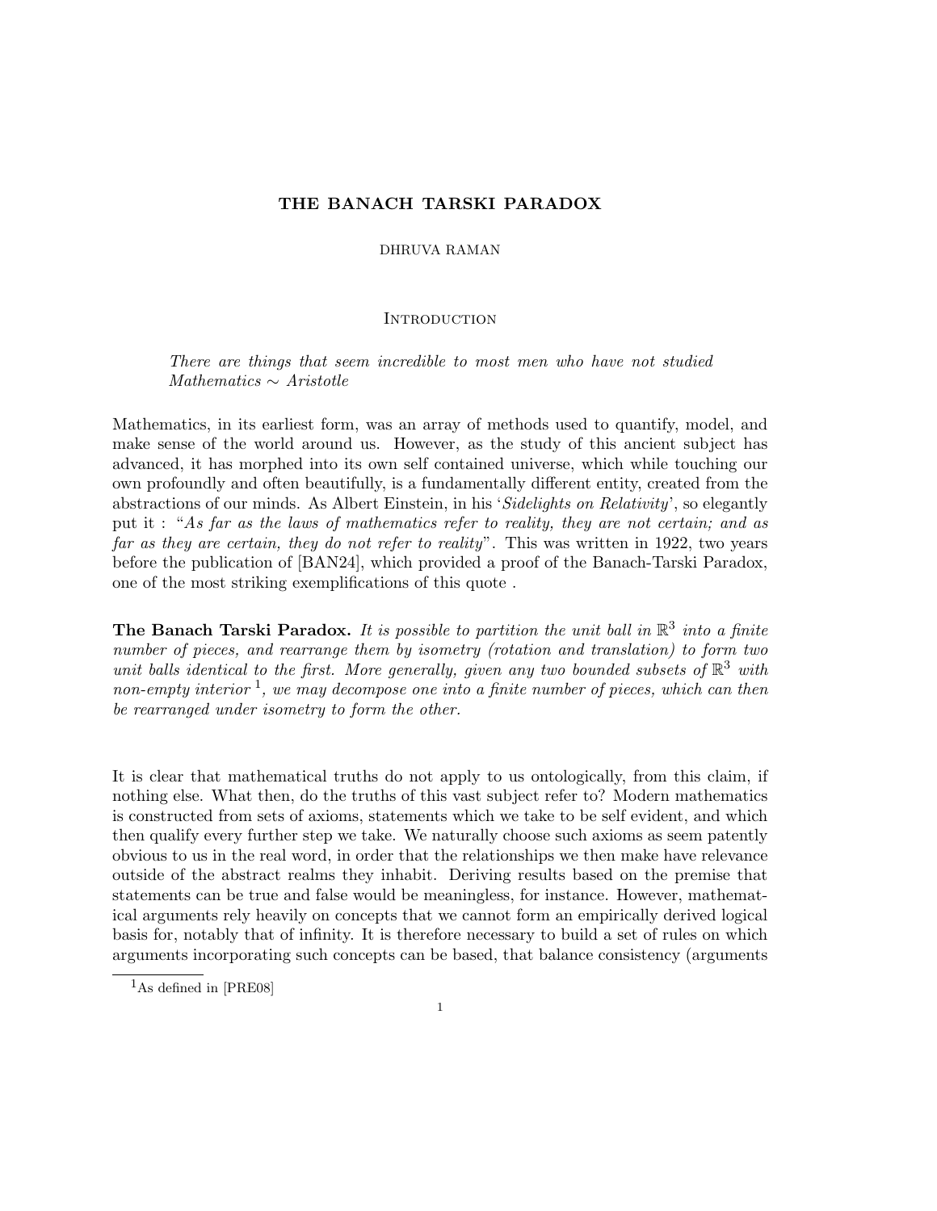# THE BANACH TARSKI PARADOX

DHRUVA RAMAN

## Introduction

> *There are things that seem incredible to most men who have not studied Mathematics ∼ Aristotle*

Mathematics, in its earliest form, was an array of methods used to quantify, model, and make sense of the world around us. However, as the study of this ancient subject has advanced, it has morphed into its own self contained universe, which while touching our own profoundly and often beautifully, is a fundamentally different entity, created from the abstractions of our minds. As Albert Einstein, in his '*Sidelights on Relativity*', so elegantly put it : "*As far as the laws of mathematics refer to reality, they are not certain; and as far as they are certain, they do not refer to reality*". This was written in 1922, two years before the publication of [BAN24], which provided a proof of the Banach-Tarski Paradox, one of the most striking exemplifications of this quote .

**The Banach Tarski Paradox.** *It is possible to partition the unit ball in $\mathbb{R}^3$ into a finite number of pieces, and rearrange them by isometry (rotation and translation) to form two unit balls identical to the first. More generally, given any two bounded subsets of $\mathbb{R}^3$ with non-empty interior* [1]*, we may decompose one into a finite number of pieces, which can then be rearranged under isometry to form the other.*

It is clear that mathematical truths do not apply to us ontologically, from this claim, if nothing else. What then, do the truths of this vast subject refer to? Modern mathematics is constructed from sets of axioms, statements which we take to be self evident, and which then qualify every further step we take. We naturally choose such axioms as seem patently obvious to us in the real word, in order that the relationships we then make have relevance outside of the abstract realms they inhabit. Deriving results based on the premise that statements can be true and false would be meaningless, for instance. However, mathematical arguments rely heavily on concepts that we cannot form an empirically derived logical basis for, notably that of infinity. It is therefore necessary to build a set of rules on which arguments incorporating such concepts can be based, that balance consistency (arguments

[1] As defined in [PRE08]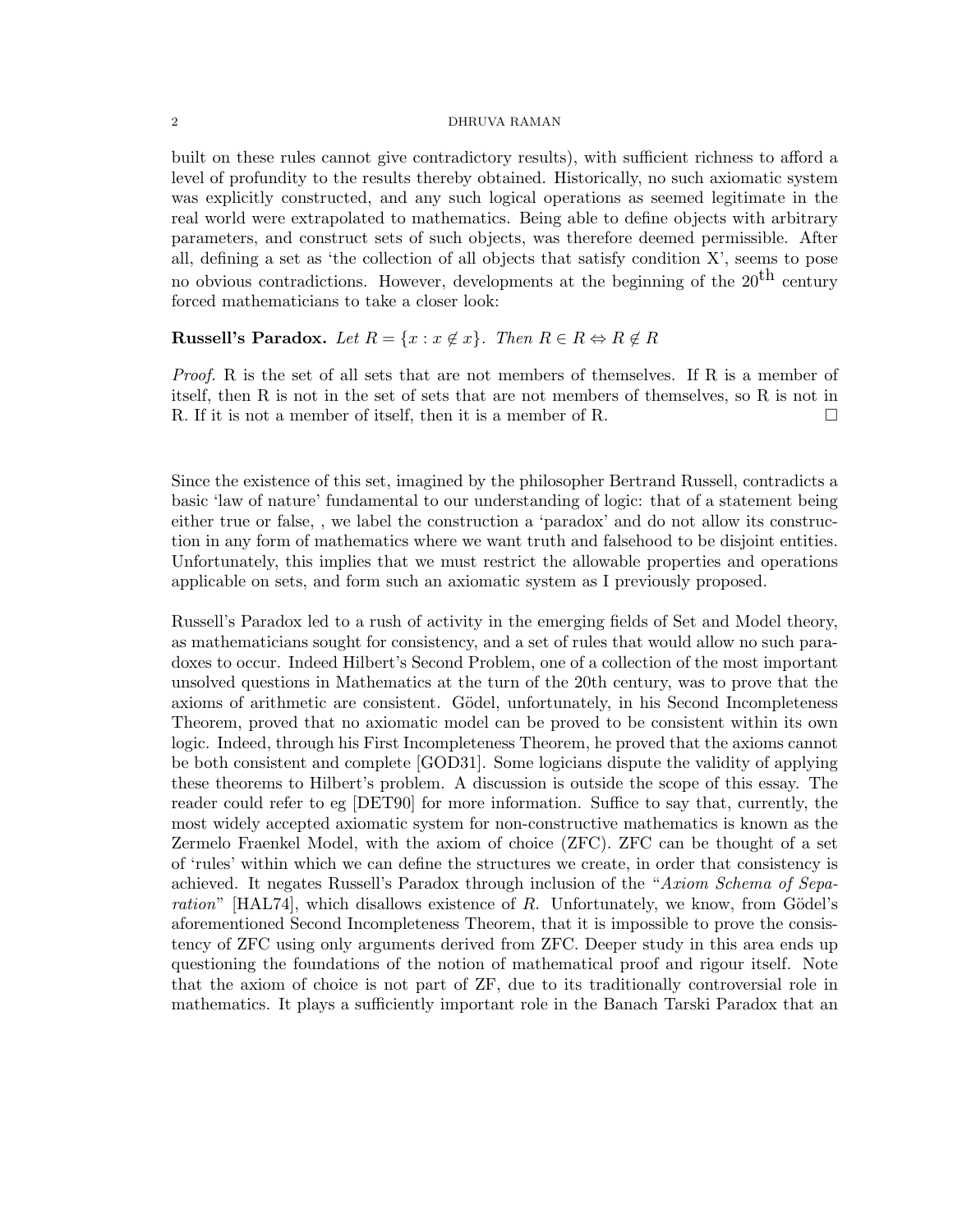built on these rules cannot give contradictory results), with sufficient richness to afford a level of profundity to the results thereby obtained. Historically, no such axiomatic system was explicitly constructed, and any such logical operations as seemed legitimate in the real world were extrapolated to mathematics. Being able to define objects with arbitrary parameters, and construct sets of such objects, was therefore deemed permissible. After all, defining a set as 'the collection of all objects that satisfy condition X', seems to pose no obvious contradictions. However, developments at the beginning of the $20^{\text{th}}$ century forced mathematicians to take a closer look:

**Russell's Paradox.** *Let* $R = \{x : x \notin x\}$*. Then* $R \in R \Leftrightarrow R \notin R$

*Proof.* R is the set of all sets that are not members of themselves. If R is a member of itself, then R is not in the set of sets that are not members of themselves, so R is not in R. If it is not a member of itself, then it is a member of R. □

Since the existence of this set, imagined by the philosopher Bertrand Russell, contradicts a basic 'law of nature' fundamental to our understanding of logic: that of a statement being either true or false, , we label the construction a 'paradox' and do not allow its construction in any form of mathematics where we want truth and falsehood to be disjoint entities. Unfortunately, this implies that we must restrict the allowable properties and operations applicable on sets, and form such an axiomatic system as I previously proposed.

Russell's Paradox led to a rush of activity in the emerging fields of Set and Model theory, as mathematicians sought for consistency, and a set of rules that would allow no such paradoxes to occur. Indeed Hilbert's Second Problem, one of a collection of the most important unsolved questions in Mathematics at the turn of the 20th century, was to prove that the axioms of arithmetic are consistent. Gödel, unfortunately, in his Second Incompleteness Theorem, proved that no axiomatic model can be proved to be consistent within its own logic. Indeed, through his First Incompleteness Theorem, he proved that the axioms cannot be both consistent and complete [GOD31]. Some logicians dispute the validity of applying these theorems to Hilbert's problem. A discussion is outside the scope of this essay. The reader could refer to eg [DET90] for more information. Suffice to say that, currently, the most widely accepted axiomatic system for non-constructive mathematics is known as the Zermelo Fraenkel Model, with the axiom of choice (ZFC). ZFC can be thought of a set of 'rules' within which we can define the structures we create, in order that consistency is achieved. It negates Russell's Paradox through inclusion of the "*Axiom Schema of Separation*" [HAL74], which disallows existence of $R$. Unfortunately, we know, from Gödel's aforementioned Second Incompleteness Theorem, that it is impossible to prove the consistency of ZFC using only arguments derived from ZFC. Deeper study in this area ends up questioning the foundations of the notion of mathematical proof and rigour itself. Note that the axiom of choice is not part of ZF, due to its traditionally controversial role in mathematics. It plays a sufficiently important role in the Banach Tarski Paradox that an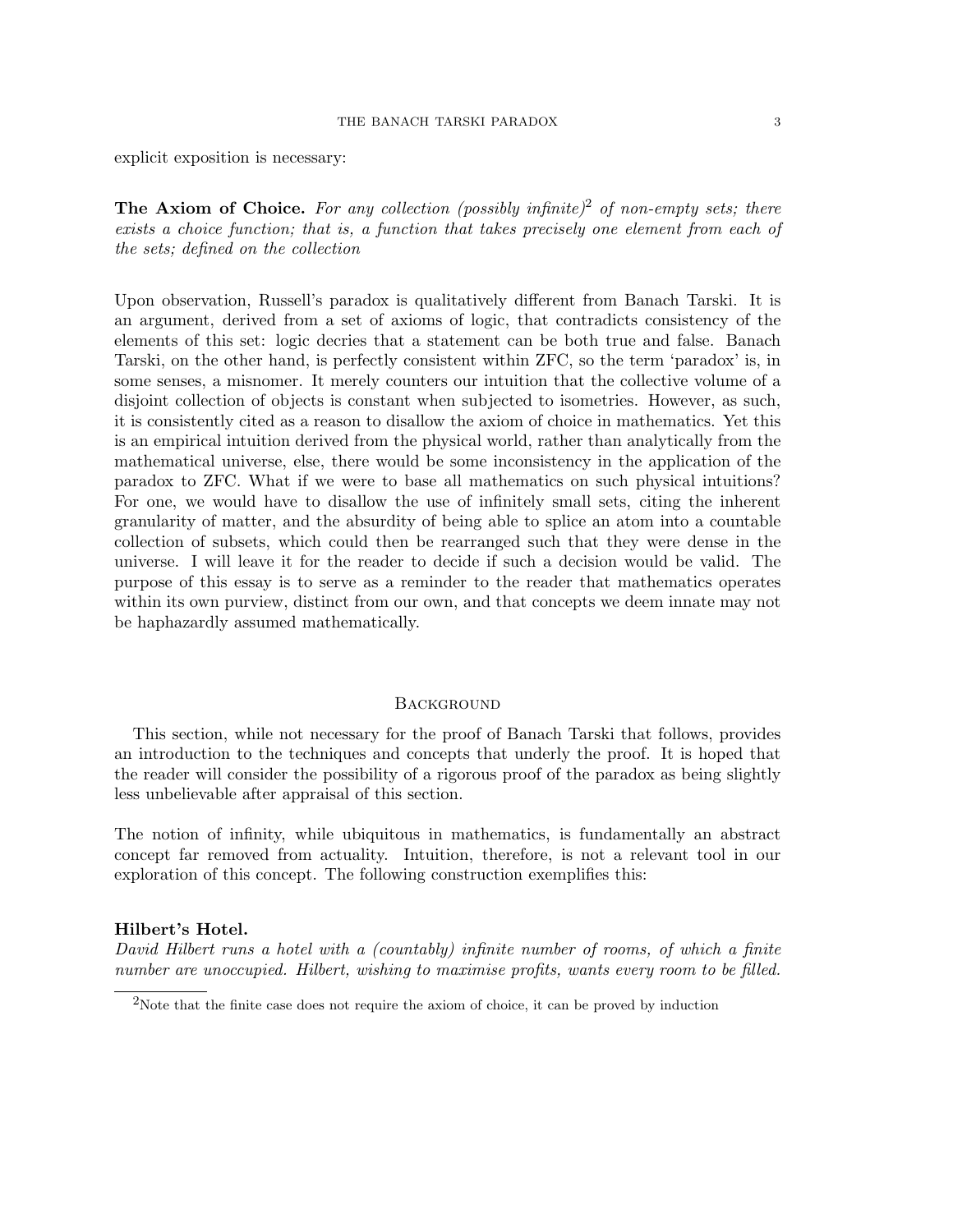explicit exposition is necessary:

**The Axiom of Choice.** *For any collection (possibly infinite)*[2] *of non-empty sets; there exists a choice function; that is, a function that takes precisely one element from each of the sets; defined on the collection*

Upon observation, Russell's paradox is qualitatively different from Banach Tarski. It is an argument, derived from a set of axioms of logic, that contradicts consistency of the elements of this set: logic decries that a statement can be both true and false. Banach Tarski, on the other hand, is perfectly consistent within ZFC, so the term 'paradox' is, in some senses, a misnomer. It merely counters our intuition that the collective volume of a disjoint collection of objects is constant when subjected to isometries. However, as such, it is consistently cited as a reason to disallow the axiom of choice in mathematics. Yet this is an empirical intuition derived from the physical world, rather than analytically from the mathematical universe, else, there would be some inconsistency in the application of the paradox to ZFC. What if we were to base all mathematics on such physical intuitions? For one, we would have to disallow the use of infinitely small sets, citing the inherent granularity of matter, and the absurdity of being able to splice an atom into a countable collection of subsets, which could then be rearranged such that they were dense in the universe. I will leave it for the reader to decide if such a decision would be valid. The purpose of this essay is to serve as a reminder to the reader that mathematics operates within its own purview, distinct from our own, and that concepts we deem innate may not be haphazardly assumed mathematically.

## Background

This section, while not necessary for the proof of Banach Tarski that follows, provides an introduction to the techniques and concepts that underly the proof. It is hoped that the reader will consider the possibility of a rigorous proof of the paradox as being slightly less unbelievable after appraisal of this section.

The notion of infinity, while ubiquitous in mathematics, is fundamentally an abstract concept far removed from actuality. Intuition, therefore, is not a relevant tool in our exploration of this concept. The following construction exemplifies this:

**Hilbert's Hotel.**
*David Hilbert runs a hotel with a (countably) infinite number of rooms, of which a finite number are unoccupied. Hilbert, wishing to maximise profits, wants every room to be filled.*

[2] Note that the finite case does not require the axiom of choice, it can be proved by induction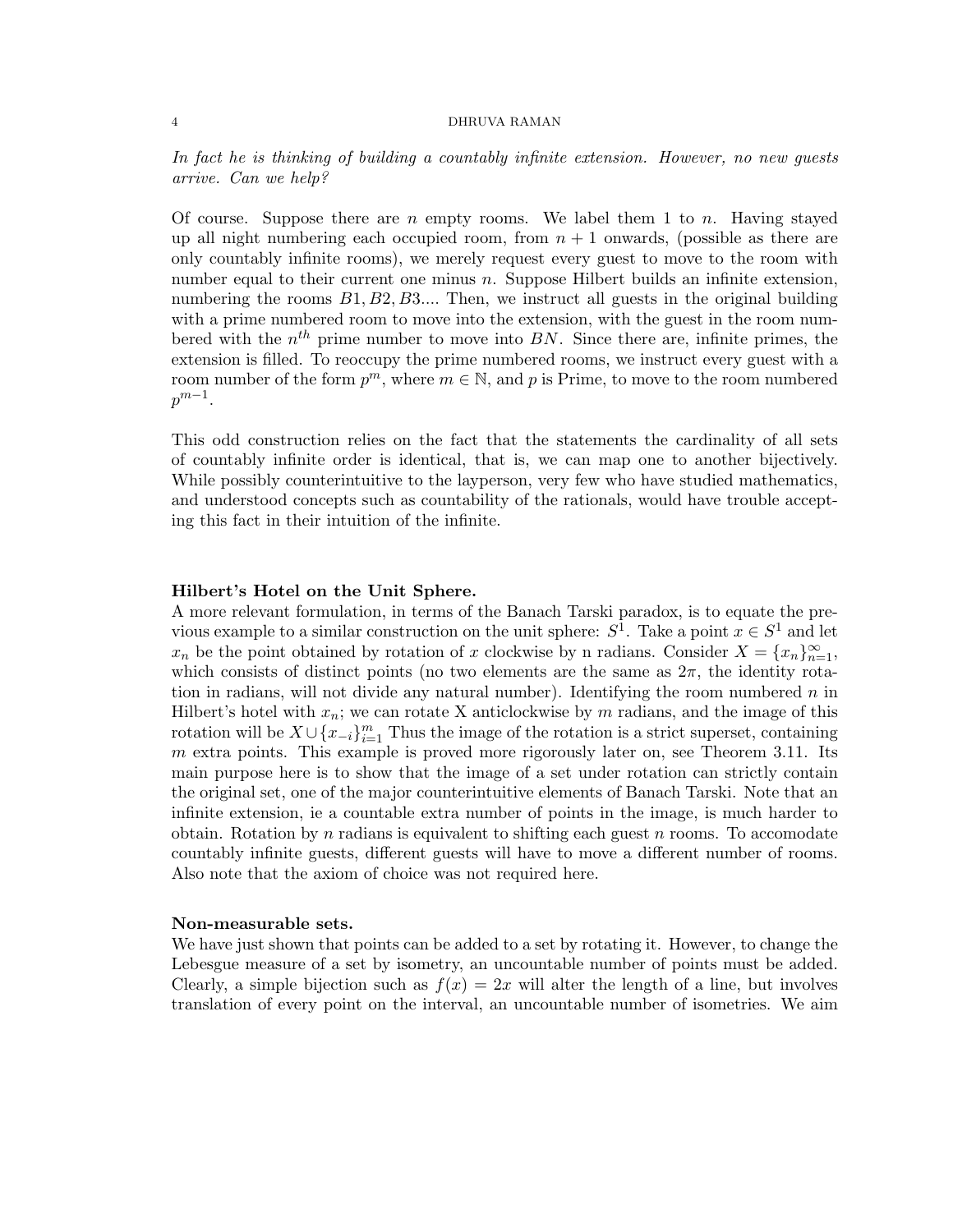*In fact he is thinking of building a countably infinite extension. However, no new guests arrive. Can we help?*

Of course. Suppose there are $n$ empty rooms. We label them 1 to $n$. Having stayed up all night numbering each occupied room, from $n+1$ onwards, (possible as there are only countably infinite rooms), we merely request every guest to move to the room with number equal to their current one minus $n$. Suppose Hilbert builds an infinite extension, numbering the rooms $B1, B2, B3$.... Then, we instruct all guests in the original building with a prime numbered room to move into the extension, with the guest in the room numbered with the $n^{th}$ prime number to move into $BN$. Since there are, infinite primes, the extension is filled. To reoccupy the prime numbered rooms, we instruct every guest with a room number of the form $p^m$, where $m \in \mathbb{N}$, and $p$ is Prime, to move to the room numbered $p^{m-1}$.

This odd construction relies on the fact that the statements the cardinality of all sets of countably infinite order is identical, that is, we can map one to another bijectively. While possibly counterintuitive to the layperson, very few who have studied mathematics, and understood concepts such as countability of the rationals, would have trouble accepting this fact in their intuition of the infinite.

**Hilbert's Hotel on the Unit Sphere.**
A more relevant formulation, in terms of the Banach Tarski paradox, is to equate the previous example to a similar construction on the unit sphere: $S^1$. Take a point $x \in S^1$ and let $x_n$ be the point obtained by rotation of $x$ clockwise by n radians. Consider $X = \{x_n\}_{n=1}^{\infty}$, which consists of distinct points (no two elements are the same as $2\pi$, the identity rotation in radians, will not divide any natural number). Identifying the room numbered $n$ in Hilbert's hotel with $x_n$; we can rotate X anticlockwise by $m$ radians, and the image of this rotation will be $X \cup \{x_{-i}\}_{i=1}^{m}$ Thus the image of the rotation is a strict superset, containing $m$ extra points. This example is proved more rigorously later on, see Theorem 3.11. Its main purpose here is to show that the image of a set under rotation can strictly contain the original set, one of the major counterintuitive elements of Banach Tarski. Note that an infinite extension, ie a countable extra number of points in the image, is much harder to obtain. Rotation by $n$ radians is equivalent to shifting each guest $n$ rooms. To accomodate countably infinite guests, different guests will have to move a different number of rooms. Also note that the axiom of choice was not required here.

**Non-measurable sets.**
We have just shown that points can be added to a set by rotating it. However, to change the Lebesgue measure of a set by isometry, an uncountable number of points must be added. Clearly, a simple bijection such as $f(x) = 2x$ will alter the length of a line, but involves translation of every point on the interval, an uncountable number of isometries. We aim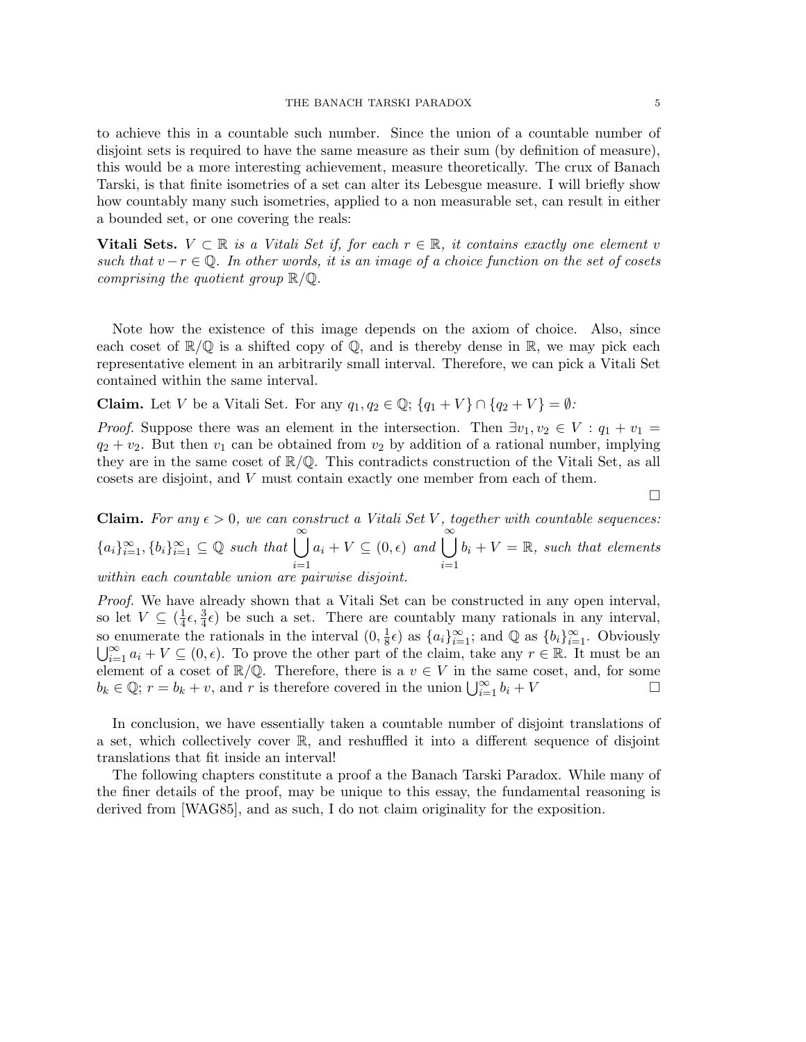to achieve this in a countable such number. Since the union of a countable number of disjoint sets is required to have the same measure as their sum (by definition of measure), this would be a more interesting achievement, measure theoretically. The crux of Banach Tarski, is that finite isometries of a set can alter its Lebesgue measure. I will briefly show how countably many such isometries, applied to a non measurable set, can result in either a bounded set, or one covering the reals:

**Vitali Sets.** *$V \subset \mathbb{R}$ is a Vitali Set if, for each $r \in \mathbb{R}$, it contains exactly one element $v$ such that $v - r \in \mathbb{Q}$. In other words, it is an image of a choice function on the set of cosets comprising the quotient group $\mathbb{R}/\mathbb{Q}$.*

Note how the existence of this image depends on the axiom of choice. Also, since each coset of $\mathbb{R}/\mathbb{Q}$ is a shifted copy of $\mathbb{Q}$, and is thereby dense in $\mathbb{R}$, we may pick each representative element in an arbitrarily small interval. Therefore, we can pick a Vitali Set contained within the same interval.

**Claim.** Let $V$ be a Vitali Set. For any $q_1, q_2 \in \mathbb{Q}$; $\{q_1 + V\} \cap \{q_2 + V\} = \emptyset$:

*Proof.* Suppose there was an element in the intersection. Then $\exists v_1, v_2 \in V : q_1 + v_1 = q_2 + v_2$. But then $v_1$ can be obtained from $v_2$ by addition of a rational number, implying they are in the same coset of $\mathbb{R}/\mathbb{Q}$. This contradicts construction of the Vitali Set, as all cosets are disjoint, and $V$ must contain exactly one member from each of them. $\square$

**Claim.** *For any $\epsilon > 0$, we can construct a Vitali Set $V$, together with countable sequences: $\{a_i\}_{i=1}^{\infty}, \{b_i\}_{i=1}^{\infty} \subseteq \mathbb{Q}$ such that $\bigcup_{i=1}^{\infty} a_i + V \subseteq (0, \epsilon)$ and $\bigcup_{i=1}^{\infty} b_i + V = \mathbb{R}$, such that elements within each countable union are pairwise disjoint.*

*Proof.* We have already shown that a Vitali Set can be constructed in any open interval, so let $V \subseteq (\frac{1}{4}\epsilon, \frac{3}{4}\epsilon)$ be such a set. There are countably many rationals in any interval, so enumerate the rationals in the interval $(0, \frac{1}{8}\epsilon)$ as $\{a_i\}_{i=1}^{\infty}$; and $\mathbb{Q}$ as $\{b_i\}_{i=1}^{\infty}$. Obviously $\bigcup_{i=1}^{\infty} a_i + V \subseteq (0, \epsilon)$. To prove the other part of the claim, take any $r \in \mathbb{R}$. It must be an element of a coset of $\mathbb{R}/\mathbb{Q}$. Therefore, there is a $v \in V$ in the same coset, and, for some $b_k \in \mathbb{Q}$; $r = b_k + v$, and $r$ is therefore covered in the union $\bigcup_{i=1}^{\infty} b_i + V$ $\square$

In conclusion, we have essentially taken a countable number of disjoint translations of a set, which collectively cover $\mathbb{R}$, and reshuffled it into a different sequence of disjoint translations that fit inside an interval!

The following chapters constitute a proof a the Banach Tarski Paradox. While many of the finer details of the proof, may be unique to this essay, the fundamental reasoning is derived from [WAG85], and as such, I do not claim originality for the exposition.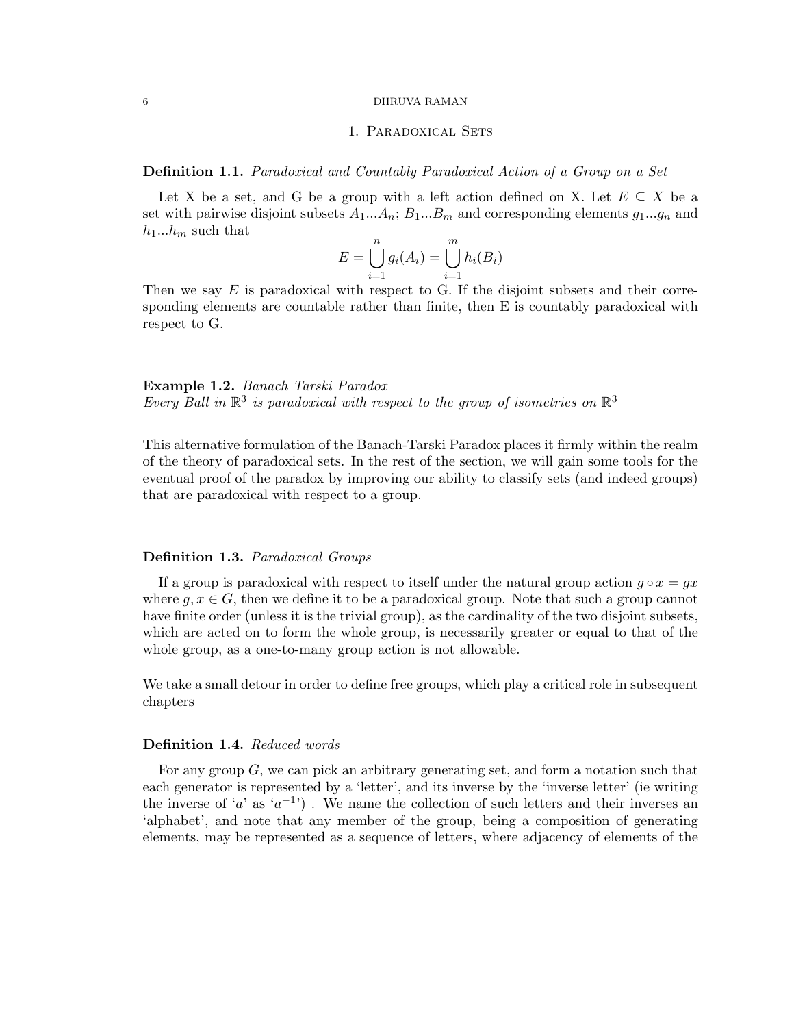## 1. Paradoxical Sets

**Definition 1.1.** *Paradoxical and Countably Paradoxical Action of a Group on a Set*

Let X be a set, and G be a group with a left action defined on X. Let $E \subseteq X$ be a set with pairwise disjoint subsets $A_1 ... A_n$; $B_1 ... B_m$ and corresponding elements $g_1 ... g_n$ and $h_1 ... h_m$ such that

$$E = \bigcup_{i=1}^{n} g_i(A_i) = \bigcup_{i=1}^{m} h_i(B_i)$$

Then we say $E$ is paradoxical with respect to G. If the disjoint subsets and their corresponding elements are countable rather than finite, then E is countably paradoxical with respect to G.

**Example 1.2.** *Banach Tarski Paradox*
*Every Ball in $\mathbb{R}^3$ is paradoxical with respect to the group of isometries on $\mathbb{R}^3$*

This alternative formulation of the Banach-Tarski Paradox places it firmly within the realm of the theory of paradoxical sets. In the rest of the section, we will gain some tools for the eventual proof of the paradox by improving our ability to classify sets (and indeed groups) that are paradoxical with respect to a group.

**Definition 1.3.** *Paradoxical Groups*

If a group is paradoxical with respect to itself under the natural group action $g \circ x = gx$ where $g, x \in G$, then we define it to be a paradoxical group. Note that such a group cannot have finite order (unless it is the trivial group), as the cardinality of the two disjoint subsets, which are acted on to form the whole group, is necessarily greater or equal to that of the whole group, as a one-to-many group action is not allowable.

We take a small detour in order to define free groups, which play a critical role in subsequent chapters

**Definition 1.4.** *Reduced words*

For any group $G$, we can pick an arbitrary generating set, and form a notation such that each generator is represented by a 'letter', and its inverse by the 'inverse letter' (ie writing the inverse of '$a$' as '$a^{-1}$') . We name the collection of such letters and their inverses an 'alphabet', and note that any member of the group, being a composition of generating elements, may be represented as a sequence of letters, where adjacency of elements of the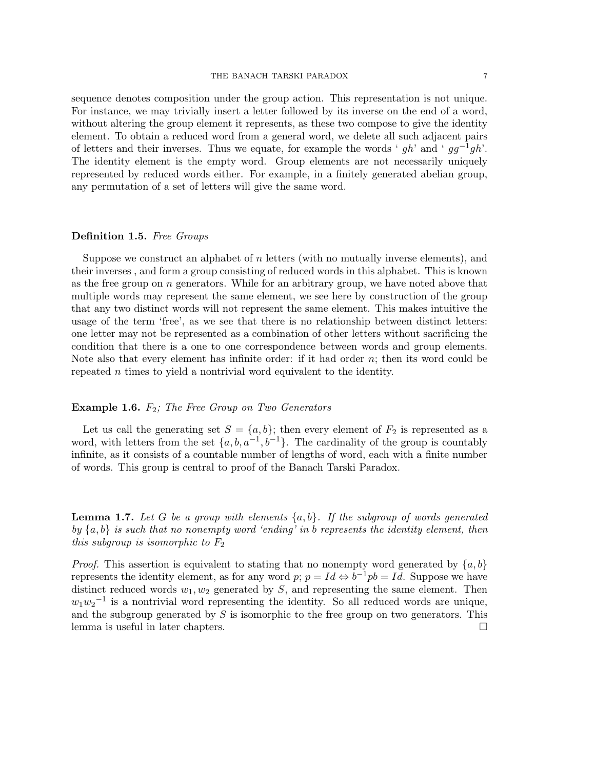sequence denotes composition under the group action. This representation is not unique. For instance, we may trivially insert a letter followed by its inverse on the end of a word, without altering the group element it represents, as these two compose to give the identity element. To obtain a reduced word from a general word, we delete all such adjacent pairs of letters and their inverses. Thus we equate, for example the words ‘ $gh$’ and ‘ $gg^{-1}gh$’. The identity element is the empty word. Group elements are not necessarily uniquely represented by reduced words either. For example, in a finitely generated abelian group, any permutation of a set of letters will give the same word.

**Definition 1.5.** *Free Groups*

Suppose we construct an alphabet of $n$ letters (with no mutually inverse elements), and their inverses , and form a group consisting of reduced words in this alphabet. This is known as the free group on $n$ generators. While for an arbitrary group, we have noted above that multiple words may represent the same element, we see here by construction of the group that any two distinct words will not represent the same element. This makes intuitive the usage of the term ‘free’, as we see that there is no relationship between distinct letters: one letter may not be represented as a combination of other letters without sacrificing the condition that there is a one to one correspondence between words and group elements. Note also that every element has infinite order: if it had order $n$; then its word could be repeated $n$ times to yield a nontrivial word equivalent to the identity.

**Example 1.6.** *$F_2$; The Free Group on Two Generators*

Let us call the generating set $S = \{a, b\}$; then every element of $F_2$ is represented as a word, with letters from the set $\{a, b, a^{-1}, b^{-1}\}$. The cardinality of the group is countably infinite, as it consists of a countable number of lengths of word, each with a finite number of words. This group is central to proof of the Banach Tarski Paradox.

**Lemma 1.7.** *Let $G$ be a group with elements $\{a, b\}$. If the subgroup of words generated by $\{a, b\}$ is such that no nonempty word ‘ending’ in $b$ represents the identity element, then this subgroup is isomorphic to $F_2$*

*Proof.* This assertion is equivalent to stating that no nonempty word generated by $\{a, b\}$ represents the identity element, as for any word $p$; $p = Id \Leftrightarrow b^{-1}pb = Id$. Suppose we have distinct reduced words $w_1, w_2$ generated by $S$, and representing the same element. Then $w_1 {w_2}^{-1}$ is a nontrivial word representing the identity. So all reduced words are unique, and the subgroup generated by $S$ is isomorphic to the free group on two generators. This lemma is useful in later chapters. □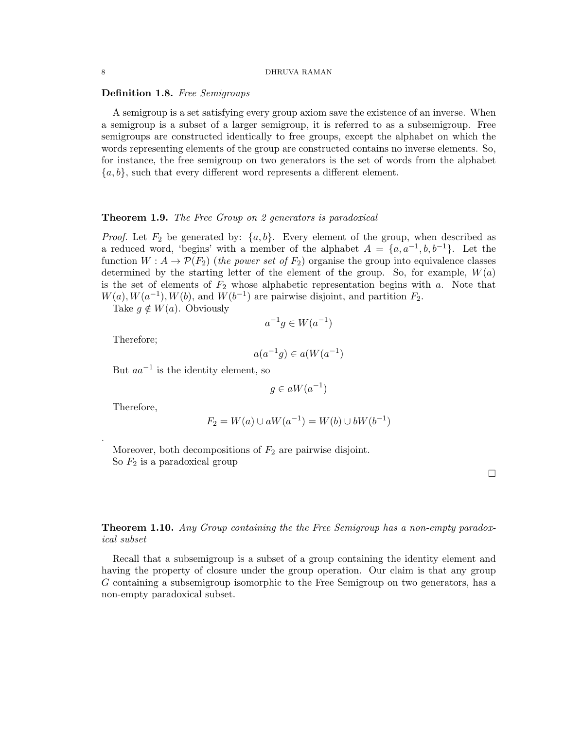**Definition 1.8.** *Free Semigroups*

A semigroup is a set satisfying every group axiom save the existence of an inverse. When a semigroup is a subset of a larger semigroup, it is referred to as a subsemigroup. Free semigroups are constructed identically to free groups, except the alphabet on which the words representing elements of the group are constructed contains no inverse elements. So, for instance, the free semigroup on two generators is the set of words from the alphabet $\{a, b\}$, such that every different word represents a different element.

**Theorem 1.9.** *The Free Group on 2 generators is paradoxical*

*Proof.* Let $F_2$ be generated by: $\{a, b\}$. Every element of the group, when described as a reduced word, 'begins' with a member of the alphabet $A = \{a, a^{-1}, b, b^{-1}\}$. Let the function $W : A \to \mathcal{P}(F_2)$ (*the power set of* $F_2$) organise the group into equivalence classes determined by the starting letter of the element of the group. So, for example, $W(a)$ is the set of elements of $F_2$ whose alphabetic representation begins with $a$. Note that $W(a), W(a^{-1}), W(b)$, and $W(b^{-1})$ are pairwise disjoint, and partition $F_2$.

Take $g \notin W(a)$. Obviously

$$a^{-1}g \in W(a^{-1})$$

Therefore;

$$a(a^{-1}g) \in a(W(a^{-1})$$

But $aa^{-1}$ is the identity element, so

$$g \in aW(a^{-1})$$

Therefore,

$$F_2 = W(a) \cup aW(a^{-1}) = W(b) \cup bW(b^{-1})$$

.

Moreover, both decompositions of $F_2$ are pairwise disjoint.

So $F_2$ is a paradoxical group

□

**Theorem 1.10.** *Any Group containing the the Free Semigroup has a non-empty paradoxical subset*

Recall that a subsemigroup is a subset of a group containing the identity element and having the property of closure under the group operation. Our claim is that any group $G$ containing a subsemigroup isomorphic to the Free Semigroup on two generators, has a non-empty paradoxical subset.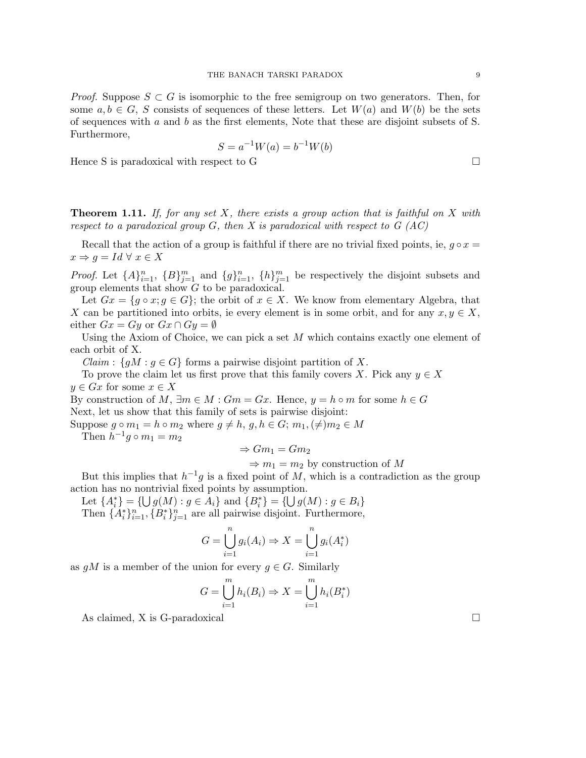*Proof.* Suppose $S \subset G$ is isomorphic to the free semigroup on two generators. Then, for some $a, b \in G$, $S$ consists of sequences of these letters. Let $W(a)$ and $W(b)$ be the sets of sequences with $a$ and $b$ as the first elements, Note that these are disjoint subsets of S. Furthermore,

$$S = a^{-1}W(a) = b^{-1}W(b)$$

Hence S is paradoxical with respect to G $\square$

**Theorem 1.11.** *If, for any set $X$, there exists a group action that is faithful on $X$ with respect to a paradoxical group $G$, then $X$ is paradoxical with respect to $G$ (AC)*

Recall that the action of a group is faithful if there are no trivial fixed points, ie, $g \circ x = x \Rightarrow g = Id \; \forall \; x \in X$

*Proof.* Let $\{A\}_{i=1}^{n}$, $\{B\}_{j=1}^{m}$ and $\{g\}_{i=1}^{n}$, $\{h\}_{j=1}^{m}$ be respectively the disjoint subsets and group elements that show $G$ to be paradoxical.

Let $Gx = \{g \circ x; g \in G\}$; the orbit of $x \in X$. We know from elementary Algebra, that $X$ can be partitioned into orbits, ie every element is in some orbit, and for any $x, y \in X$, either $Gx = Gy$ or $Gx \cap Gy = \emptyset$

Using the Axiom of Choice, we can pick a set $M$ which contains exactly one element of each orbit of X.

*Claim* : $\{gM : g \in G\}$ forms a pairwise disjoint partition of $X$.

To prove the claim let us first prove that this family covers $X$. Pick any $y \in X$
$y \in Gx$ for some $x \in X$
By construction of $M$, $\exists m \in M : Gm = Gx$. Hence, $y = h \circ m$ for some $h \in G$
Next, let us show that this family of sets is pairwise disjoint:
Suppose $g \circ m_1 = h \circ m_2$ where $g \neq h$, $g, h \in G$; $m_1, (\neq) m_2 \in M$

Then $h^{-1}g \circ m_1 = m_2$

$$\Rightarrow Gm_1 = Gm_2$$

$$\Rightarrow m_1 = m_2 \text{ by construction of } M$$

But this implies that $h^{-1}g$ is a fixed point of $M$, which is a contradiction as the group action has no nontrivial fixed points by assumption.

Let $\{A_i^*\} = \{\bigcup g(M) : g \in A_i\}$ and $\{B_i^*\} = \{\bigcup g(M) : g \in B_i\}$

Then $\{A_i^*\}_{i=1}^{n}, \{B_i^*\}_{j=1}^{n}$ are all pairwise disjoint. Furthermore,

$$G = \bigcup_{i=1}^{n} g_i(A_i) \Rightarrow X = \bigcup_{i=1}^{n} g_i(A_i^*)$$

as $gM$ is a member of the union for every $g \in G$. Similarly

$$G = \bigcup_{i=1}^{m} h_i(B_i) \Rightarrow X = \bigcup_{i=1}^{m} h_i(B_i^*)$$

As claimed, X is G-paradoxical $\square$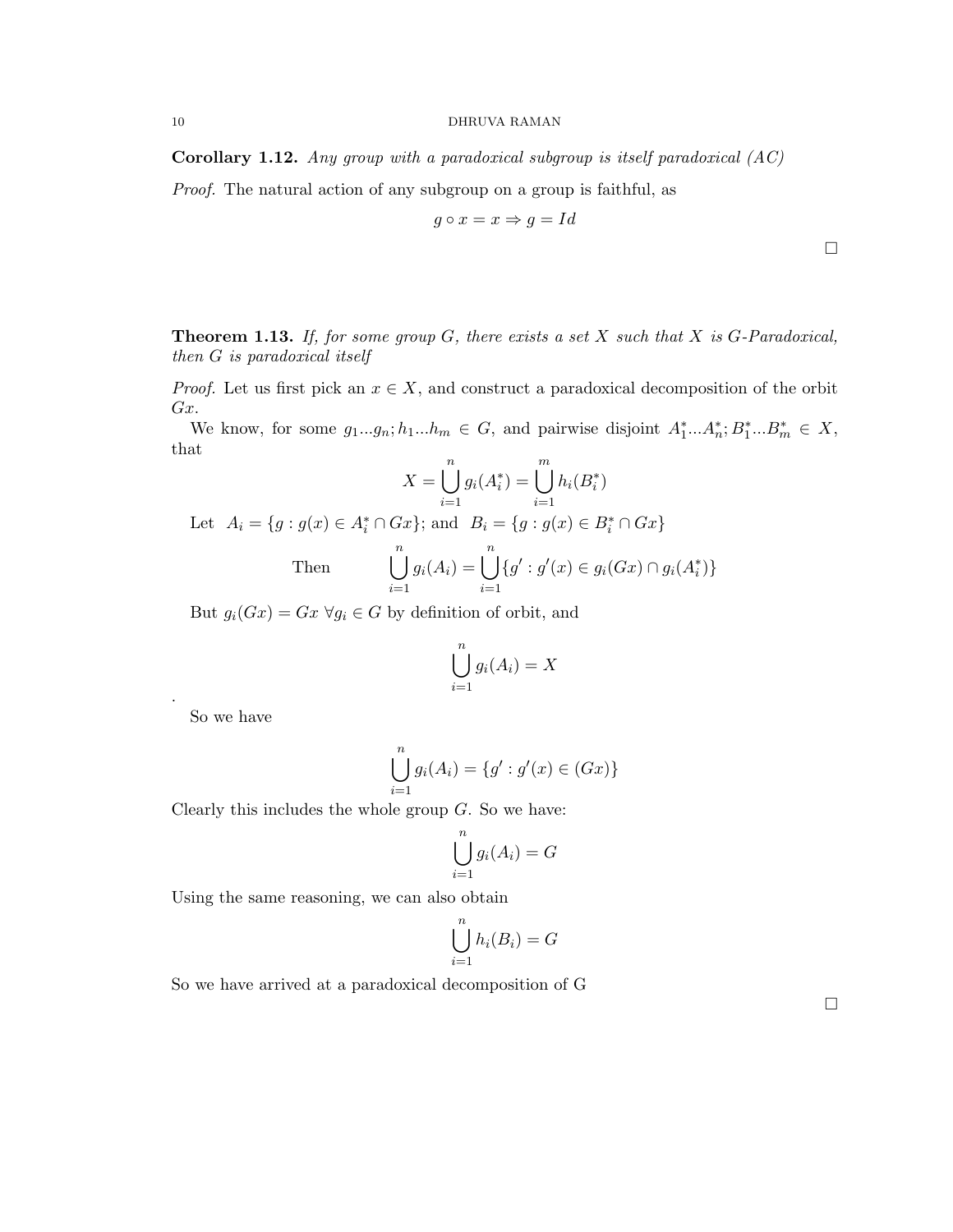**Corollary 1.12.** *Any group with a paradoxical subgroup is itself paradoxical (AC)*

*Proof.* The natural action of any subgroup on a group is faithful, as

$$g \circ x = x \Rightarrow g = Id$$

□

**Theorem 1.13.** *If, for some group $G$, there exists a set $X$ such that $X$ is $G$-Paradoxical, then $G$ is paradoxical itself*

*Proof.* Let us first pick an $x \in X$, and construct a paradoxical decomposition of the orbit $Gx$.

We know, for some $g_1...g_n; h_1...h_m \in G$, and pairwise disjoint $A_1^*...A_n^*; B_1^*...B_m^* \in X$, that

$$X = \bigcup_{i=1}^{n} g_i(A_i^*) = \bigcup_{i=1}^{m} h_i(B_i^*)$$

Let $A_i = \{g : g(x) \in A_i^* \cap Gx\}$; and $B_i = \{g : g(x) \in B_i^* \cap Gx\}$

$$\text{Then} \qquad \bigcup_{i=1}^{n} g_i(A_i) = \bigcup_{i=1}^{n} \{g' : g'(x) \in g_i(Gx) \cap g_i(A_i^*)\}$$

But $g_i(Gx) = Gx \; \forall g_i \in G$ by definition of orbit, and

$$\bigcup_{i=1}^{n} g_i(A_i) = X$$

.

So we have

$$\bigcup_{i=1}^{n} g_i(A_i) = \{g' : g'(x) \in (Gx)\}$$

Clearly this includes the whole group $G$. So we have:

$$\bigcup_{i=1}^{n} g_i(A_i) = G$$

Using the same reasoning, we can also obtain

$$\bigcup_{i=1}^{n} h_i(B_i) = G$$

So we have arrived at a paradoxical decomposition of G

□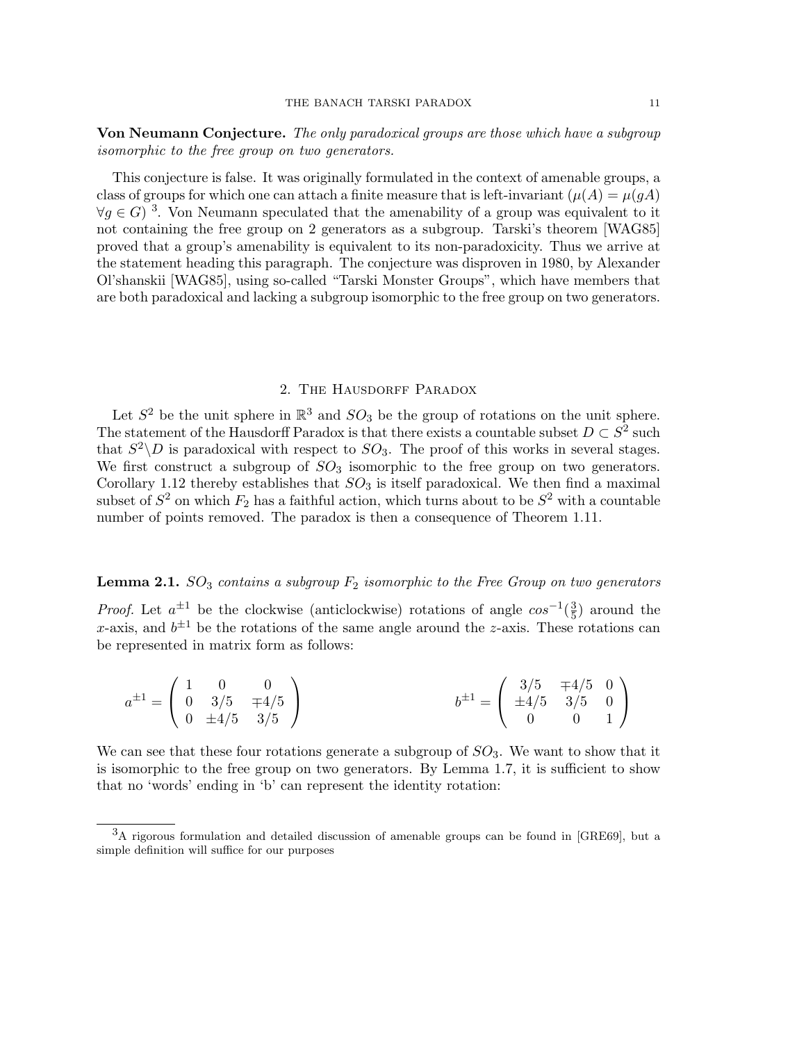**Von Neumann Conjecture.** *The only paradoxical groups are those which have a subgroup isomorphic to the free group on two generators.*

This conjecture is false. It was originally formulated in the context of amenable groups, a class of groups for which one can attach a finite measure that is left-invariant ($\mu(A) = \mu(gA)$ $\forall g \in G$) [3]. Von Neumann speculated that the amenability of a group was equivalent to it not containing the free group on 2 generators as a subgroup. Tarski's theorem [WAG85] proved that a group's amenability is equivalent to its non-paradoxicity. Thus we arrive at the statement heading this paragraph. The conjecture was disproven in 1980, by Alexander Ol'shanskii [WAG85], using so-called "Tarski Monster Groups", which have members that are both paradoxical and lacking a subgroup isomorphic to the free group on two generators.

## 2. The Hausdorff Paradox

Let $S^2$ be the unit sphere in $\mathbb{R}^3$ and $SO_3$ be the group of rotations on the unit sphere. The statement of the Hausdorff Paradox is that there exists a countable subset $D \subset S^2$ such that $S^2 \backslash D$ is paradoxical with respect to $SO_3$. The proof of this works in several stages. We first construct a subgroup of $SO_3$ isomorphic to the free group on two generators. Corollary 1.12 thereby establishes that $SO_3$ is itself paradoxical. We then find a maximal subset of $S^2$ on which $F_2$ has a faithful action, which turns about to be $S^2$ with a countable number of points removed. The paradox is then a consequence of Theorem 1.11.

**Lemma 2.1.** *$SO_3$ contains a subgroup $F_2$ isomorphic to the Free Group on two generators*

*Proof.* Let $a^{\pm 1}$ be the clockwise (anticlockwise) rotations of angle $cos^{-1}(\frac{3}{5})$ around the $x$-axis, and $b^{\pm 1}$ be the rotations of the same angle around the $z$-axis. These rotations can be represented in matrix form as follows:

$$a^{\pm 1} = \begin{pmatrix} 1 & 0 & 0 \\ 0 & 3/5 & \mp 4/5 \\ 0 & \pm 4/5 & 3/5 \end{pmatrix} \qquad b^{\pm 1} = \begin{pmatrix} 3/5 & \mp 4/5 & 0 \\ \pm 4/5 & 3/5 & 0 \\ 0 & 0 & 1 \end{pmatrix}$$

We can see that these four rotations generate a subgroup of $SO_3$. We want to show that it is isomorphic to the free group on two generators. By Lemma 1.7, it is sufficient to show that no 'words' ending in 'b' can represent the identity rotation:

[3] A rigorous formulation and detailed discussion of amenable groups can be found in [GRE69], but a simple definition will suffice for our purposes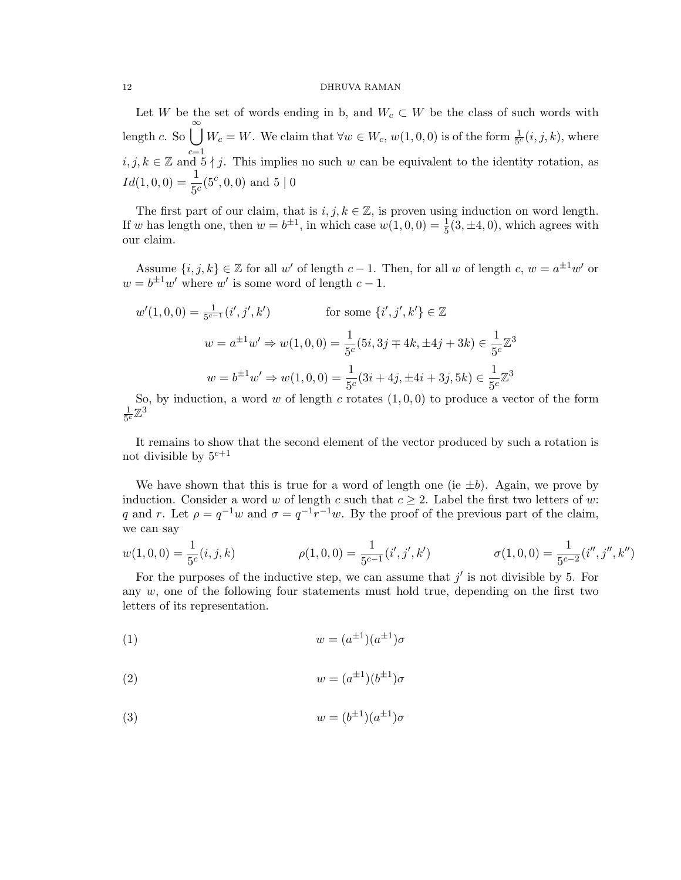Let $W$ be the set of words ending in b, and $W_c \subset W$ be the class of such words with length $c$. So $\bigcup_{c=1}^{\infty} W_c = W$. We claim that $\forall w \in W_c$, $w(1,0,0)$ is of the form $\frac{1}{5^c}(i,j,k)$, where $i,j,k \in \mathbb{Z}$ and $5 \nmid j$. This implies no such $w$ can be equivalent to the identity rotation, as $Id(1,0,0) = \dfrac{1}{5^c}(5^c,0,0)$ and $5 \mid 0$

The first part of our claim, that is $i,j,k \in \mathbb{Z}$, is proven using induction on word length. If $w$ has length one, then $w = b^{\pm 1}$, in which case $w(1,0,0) = \frac{1}{5}(3, \pm 4, 0)$, which agrees with our claim.

Assume $\{i,j,k\} \in \mathbb{Z}$ for all $w'$ of length $c-1$. Then, for all $w$ of length $c$, $w = a^{\pm 1}w'$ or $w = b^{\pm 1}w'$ where $w'$ is some word of length $c-1$.

$$w'(1,0,0) = \tfrac{1}{5^{c-1}}(i',j',k') \qquad \text{for some } \{i',j',k'\} \in \mathbb{Z}$$

$$w = a^{\pm 1}w' \Rightarrow w(1,0,0) = \frac{1}{5^c}(5i, 3j \mp 4k, \pm 4j + 3k) \in \frac{1}{5^c}\mathbb{Z}^3$$

$$w = b^{\pm 1}w' \Rightarrow w(1,0,0) = \frac{1}{5^c}(3i + 4j, \pm 4i + 3j, 5k) \in \frac{1}{5^c}\mathbb{Z}^3$$

So, by induction, a word $w$ of length $c$ rotates $(1,0,0)$ to produce a vector of the form $\frac{1}{5^c}\mathbb{Z}^3$

It remains to show that the second element of the vector produced by such a rotation is not divisible by $5^{c+1}$

We have shown that this is true for a word of length one (ie $\pm b$). Again, we prove by induction. Consider a word $w$ of length $c$ such that $c \geq 2$. Label the first two letters of $w$: $q$ and $r$. Let $\rho = q^{-1}w$ and $\sigma = q^{-1}r^{-1}w$. By the proof of the previous part of the claim, we can say

$$w(1,0,0) = \frac{1}{5^c}(i,j,k) \qquad \rho(1,0,0) = \frac{1}{5^{c-1}}(i',j',k') \qquad \sigma(1,0,0) = \frac{1}{5^{c-2}}(i'',j'',k'')$$

For the purposes of the inductive step, we can assume that $j'$ is not divisible by 5. For any $w$, one of the following four statements must hold true, depending on the first two letters of its representation.

$$w = (a^{\pm 1})(a^{\pm 1})\sigma \tag{1}$$

$$w = (a^{\pm 1})(b^{\pm 1})\sigma \tag{2}$$

$$w = (b^{\pm 1})(a^{\pm 1})\sigma \tag{3}$$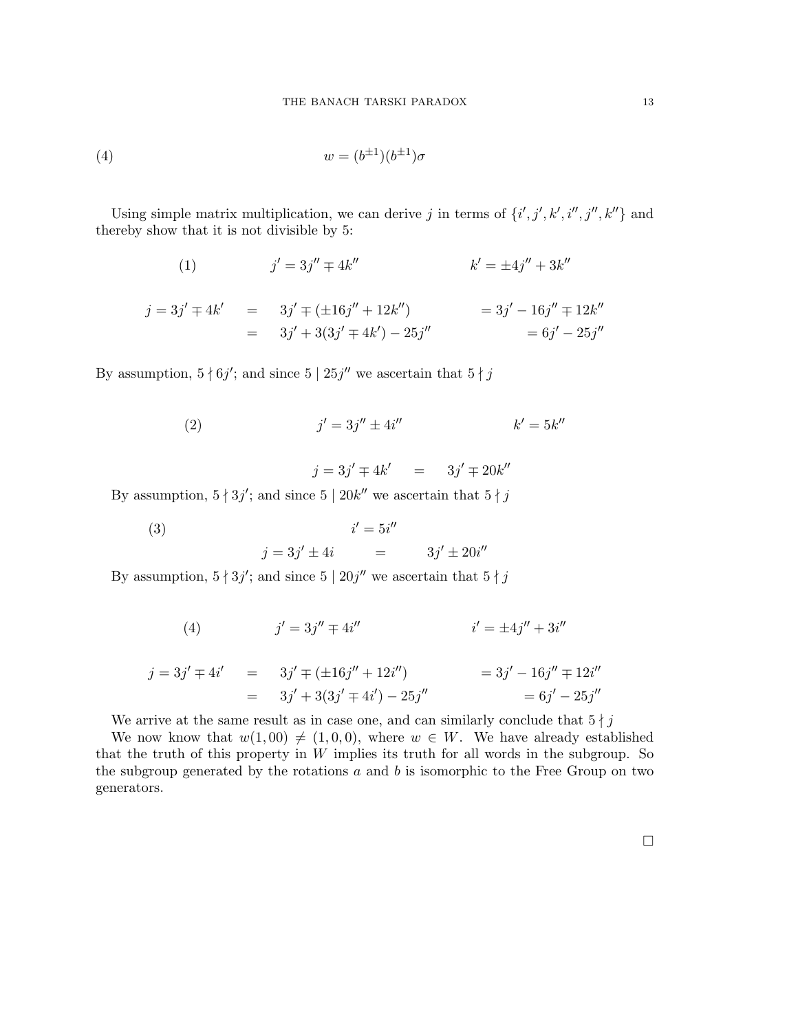$$w = (b^{\pm 1})(b^{\pm 1})\sigma \tag{4}$$

Using simple matrix multiplication, we can derive $j$ in terms of $\{i', j', k', i'', j'', k''\}$ and thereby show that it is not divisible by 5:

(1) $\qquad j' = 3j'' \mp 4k'' \qquad\qquad k' = \pm 4j'' + 3k''$

$$\begin{aligned} j = 3j' \mp 4k' &= 3j' \mp (\pm 16j'' + 12k'') &&= 3j' - 16j'' \mp 12k'' \\ &= 3j' + 3(3j' \mp 4k') - 25j'' &&= 6j' - 25j'' \end{aligned}$$

By assumption, $5 \nmid 6j'$; and since $5 \mid 25j''$ we ascertain that $5 \nmid j$

(2) $\qquad j' = 3j'' \pm 4i'' \qquad\qquad k' = 5k''$

$$j = 3j' \mp 4k' \quad = \quad 3j' \mp 20k''$$

By assumption, $5 \nmid 3j'$; and since $5 \mid 20k''$ we ascertain that $5 \nmid j$

(3) $\qquad i' = 5i''$

$$j = 3j' \pm 4i \quad = \quad 3j' \pm 20i''$$

By assumption, $5 \nmid 3j'$; and since $5 \mid 20j''$ we ascertain that $5 \nmid j$

(4) $\qquad j' = 3j'' \mp 4i'' \qquad\qquad i' = \pm 4j'' + 3i''$

$$\begin{aligned} j = 3j' \mp 4i' &= 3j' \mp (\pm 16j'' + 12i'') &&= 3j' - 16j'' \mp 12i'' \\ &= 3j' + 3(3j' \mp 4i') - 25j'' &&= 6j' - 25j'' \end{aligned}$$

We arrive at the same result as in case one, and can similarly conclude that $5 \nmid j$

We now know that $w(1, 00) \neq (1, 0, 0)$, where $w \in W$. We have already established that the truth of this property in $W$ implies its truth for all words in the subgroup. So the subgroup generated by the rotations $a$ and $b$ is isomorphic to the Free Group on two generators.

□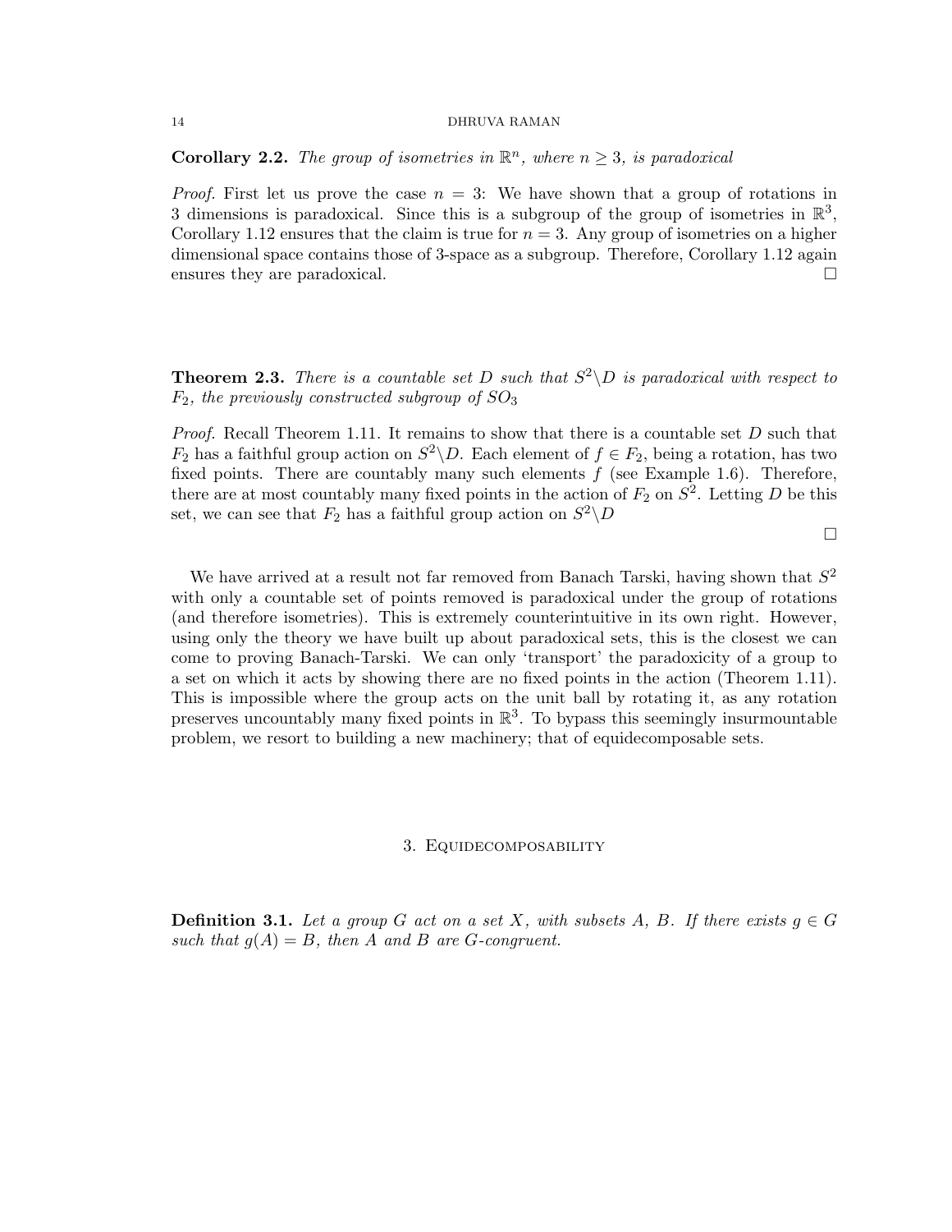**Corollary 2.2.** *The group of isometries in $\mathbb{R}^n$, where $n \geq 3$, is paradoxical*

*Proof.* First let us prove the case $n = 3$: We have shown that a group of rotations in 3 dimensions is paradoxical. Since this is a subgroup of the group of isometries in $\mathbb{R}^3$, Corollary 1.12 ensures that the claim is true for $n = 3$. Any group of isometries on a higher dimensional space contains those of 3-space as a subgroup. Therefore, Corollary 1.12 again ensures they are paradoxical. $\square$

**Theorem 2.3.** *There is a countable set $D$ such that $S^2 \backslash D$ is paradoxical with respect to $F_2$, the previously constructed subgroup of $SO_3$*

*Proof.* Recall Theorem 1.11. It remains to show that there is a countable set $D$ such that $F_2$ has a faithful group action on $S^2 \backslash D$. Each element of $f \in F_2$, being a rotation, has two fixed points. There are countably many such elements $f$ (see Example 1.6). Therefore, there are at most countably many fixed points in the action of $F_2$ on $S^2$. Letting $D$ be this set, we can see that $F_2$ has a faithful group action on $S^2 \backslash D$

$\square$

We have arrived at a result not far removed from Banach Tarski, having shown that $S^2$ with only a countable set of points removed is paradoxical under the group of rotations (and therefore isometries). This is extremely counterintuitive in its own right. However, using only the theory we have built up about paradoxical sets, this is the closest we can come to proving Banach-Tarski. We can only 'transport' the paradoxicity of a group to a set on which it acts by showing there are no fixed points in the action (Theorem 1.11). This is impossible where the group acts on the unit ball by rotating it, as any rotation preserves uncountably many fixed points in $\mathbb{R}^3$. To bypass this seemingly insurmountable problem, we resort to building a new machinery; that of equidecomposable sets.

## 3. Equidecomposability

**Definition 3.1.** *Let a group $G$ act on a set $X$, with subsets $A$, $B$. If there exists $g \in G$ such that $g(A) = B$, then $A$ and $B$ are $G$-congruent.*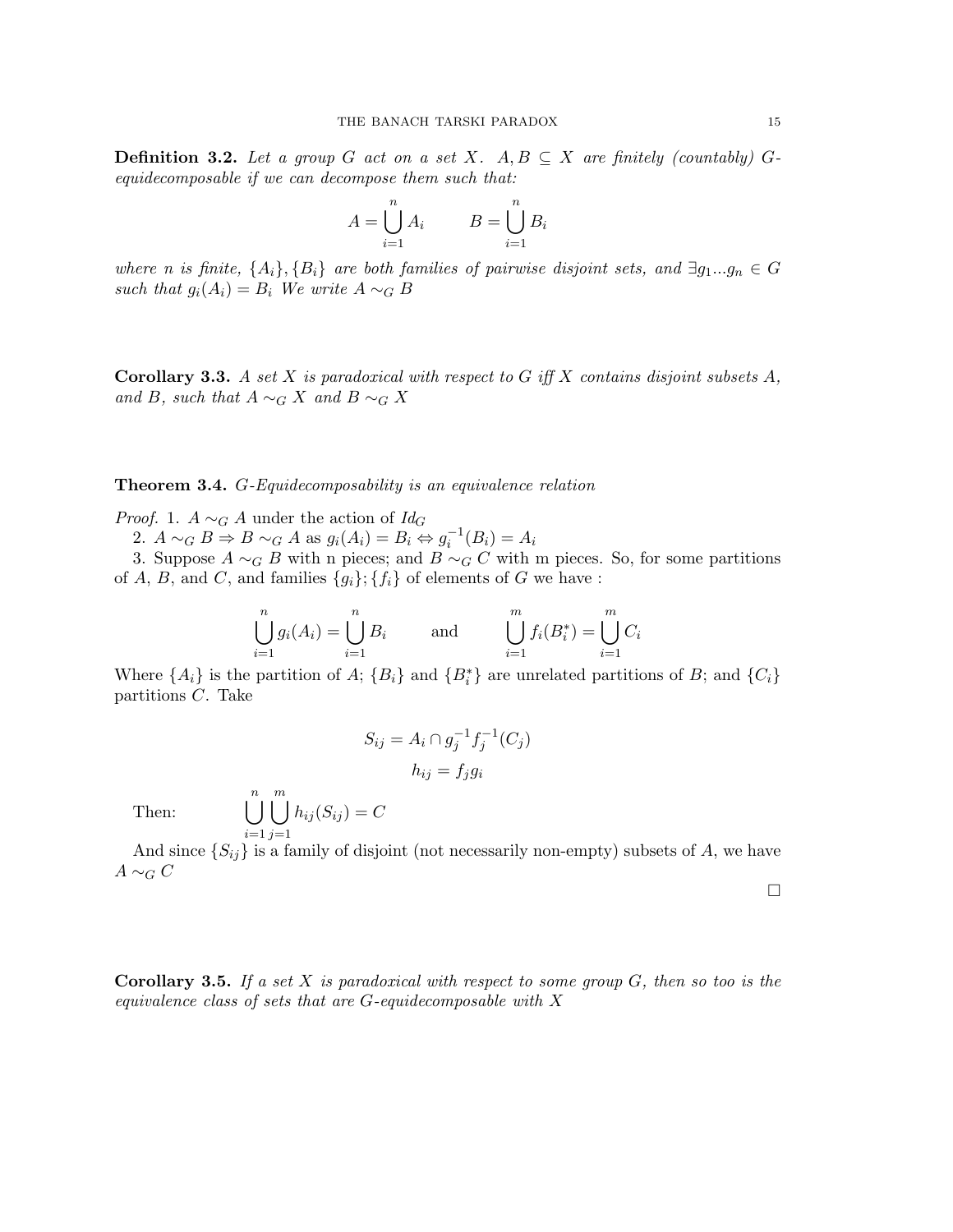**Definition 3.2.** *Let a group $G$ act on a set $X$. $A, B \subseteq X$ are finitely (countably) $G$-equidecomposable if we can decompose them such that:*

$$A = \bigcup_{i=1}^{n} A_i \qquad B = \bigcup_{i=1}^{n} B_i$$

*where $n$ is finite, $\{A_i\}, \{B_i\}$ are both families of pairwise disjoint sets, and $\exists g_1 ... g_n \in G$ such that $g_i(A_i) = B_i$ We write $A \sim_G B$*

**Corollary 3.3.** *A set $X$ is paradoxical with respect to $G$ iff $X$ contains disjoint subsets $A$, and $B$, such that $A \sim_G X$ and $B \sim_G X$*

**Theorem 3.4.** *$G$-Equidecomposability is an equivalence relation*

*Proof.* 1. $A \sim_G A$ under the action of $Id_G$

2. $A \sim_G B \Rightarrow B \sim_G A$ as $g_i(A_i) = B_i \Leftrightarrow g_i^{-1}(B_i) = A_i$

3. Suppose $A \sim_G B$ with n pieces; and $B \sim_G C$ with m pieces. So, for some partitions of $A$, $B$, and $C$, and families $\{g_i\}; \{f_i\}$ of elements of $G$ we have :

$$\bigcup_{i=1}^{n} g_i(A_i) = \bigcup_{i=1}^{n} B_i \qquad \text{and} \qquad \bigcup_{i=1}^{m} f_i(B_i^*) = \bigcup_{i=1}^{m} C_i$$

Where $\{A_i\}$ is the partition of $A$; $\{B_i\}$ and $\{B_i^*\}$ are unrelated partitions of $B$; and $\{C_i\}$ partitions $C$. Take

$$S_{ij} = A_i \cap g_j^{-1} f_j^{-1}(C_j)$$
$$h_{ij} = f_j g_i$$

Then: $$\bigcup_{i=1}^{n} \bigcup_{j=1}^{m} h_{ij}(S_{ij}) = C$$

And since $\{S_{ij}\}$ is a family of disjoint (not necessarily non-empty) subsets of $A$, we have $A \sim_G C$ □

**Corollary 3.5.** *If a set $X$ is paradoxical with respect to some group $G$, then so too is the equivalence class of sets that are $G$-equidecomposable with $X$*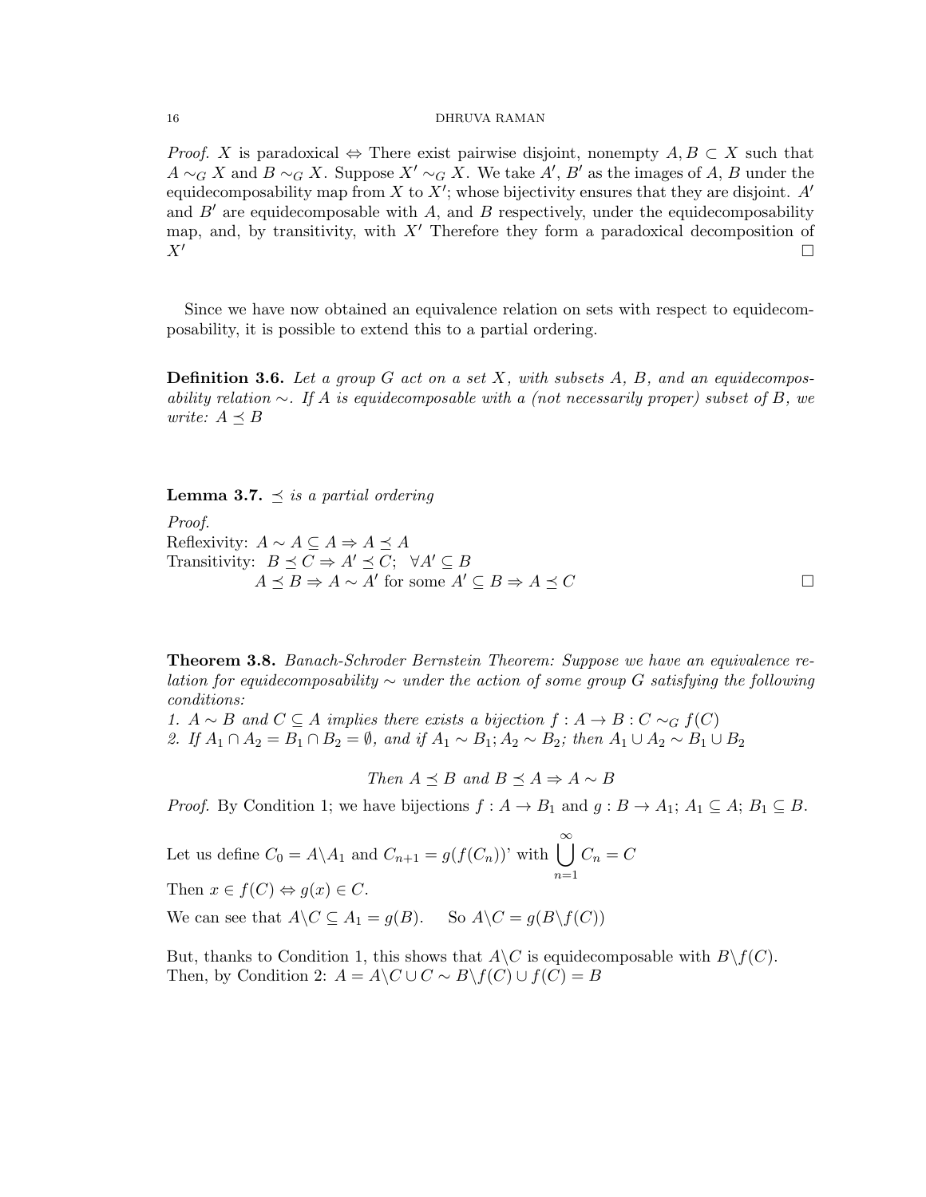*Proof.* $X$ is paradoxical $\Leftrightarrow$ There exist pairwise disjoint, nonempty $A, B \subset X$ such that $A \sim_G X$ and $B \sim_G X$. Suppose $X' \sim_G X$. We take $A'$, $B'$ as the images of $A$, $B$ under the equidecomposability map from $X$ to $X'$; whose bijectivity ensures that they are disjoint. $A'$ and $B'$ are equidecomposable with $A$, and $B$ respectively, under the equidecomposability map, and, by transitivity, with $X'$ Therefore they form a paradoxical decomposition of $X'$ $\square$

Since we have now obtained an equivalence relation on sets with respect to equidecomposability, it is possible to extend this to a partial ordering.

**Definition 3.6.** *Let a group $G$ act on a set $X$, with subsets $A$, $B$, and an equidecomposability relation $\sim$. If $A$ is equidecomposable with a (not necessarily proper) subset of $B$, we write: $A \preceq B$*

**Lemma 3.7.** *$\preceq$ is a partial ordering*

*Proof.*
Reflexivity: $A \sim A \subseteq A \Rightarrow A \preceq A$
Transitivity: $B \preceq C \Rightarrow A' \preceq C; \;\; \forall A' \subseteq B$
$A \preceq B \Rightarrow A \sim A'$ for some $A' \subseteq B \Rightarrow A \preceq C$ $\square$

**Theorem 3.8.** *Banach-Schroder Bernstein Theorem: Suppose we have an equivalence relation for equidecomposability $\sim$ under the action of some group $G$ satisfying the following conditions:*
*1. $A \sim B$ and $C \subseteq A$ implies there exists a bijection $f : A \to B : C \sim_G f(C)$*
*2. If $A_1 \cap A_2 = B_1 \cap B_2 = \emptyset$, and if $A_1 \sim B_1; A_2 \sim B_2$; then $A_1 \cup A_2 \sim B_1 \cup B_2$*

$$\textit{Then } A \preceq B \textit{ and } B \preceq A \Rightarrow A \sim B$$

*Proof.* By Condition 1; we have bijections $f : A \to B_1$ and $g : B \to A_1$; $A_1 \subseteq A$; $B_1 \subseteq B$.

Let us define $C_0 = A \backslash A_1$ and $C_{n+1} = g(f(C_n))$' with $\bigcup_{n=1}^{\infty} C_n = C$

Then $x \in f(C) \Leftrightarrow g(x) \in C$.

We can see that $A \backslash C \subseteq A_1 = g(B)$. So $A \backslash C = g(B \backslash f(C))$

But, thanks to Condition 1, this shows that $A \backslash C$ is equidecomposable with $B \backslash f(C)$.
Then, by Condition 2: $A = A \backslash C \cup C \sim B \backslash f(C) \cup f(C) = B$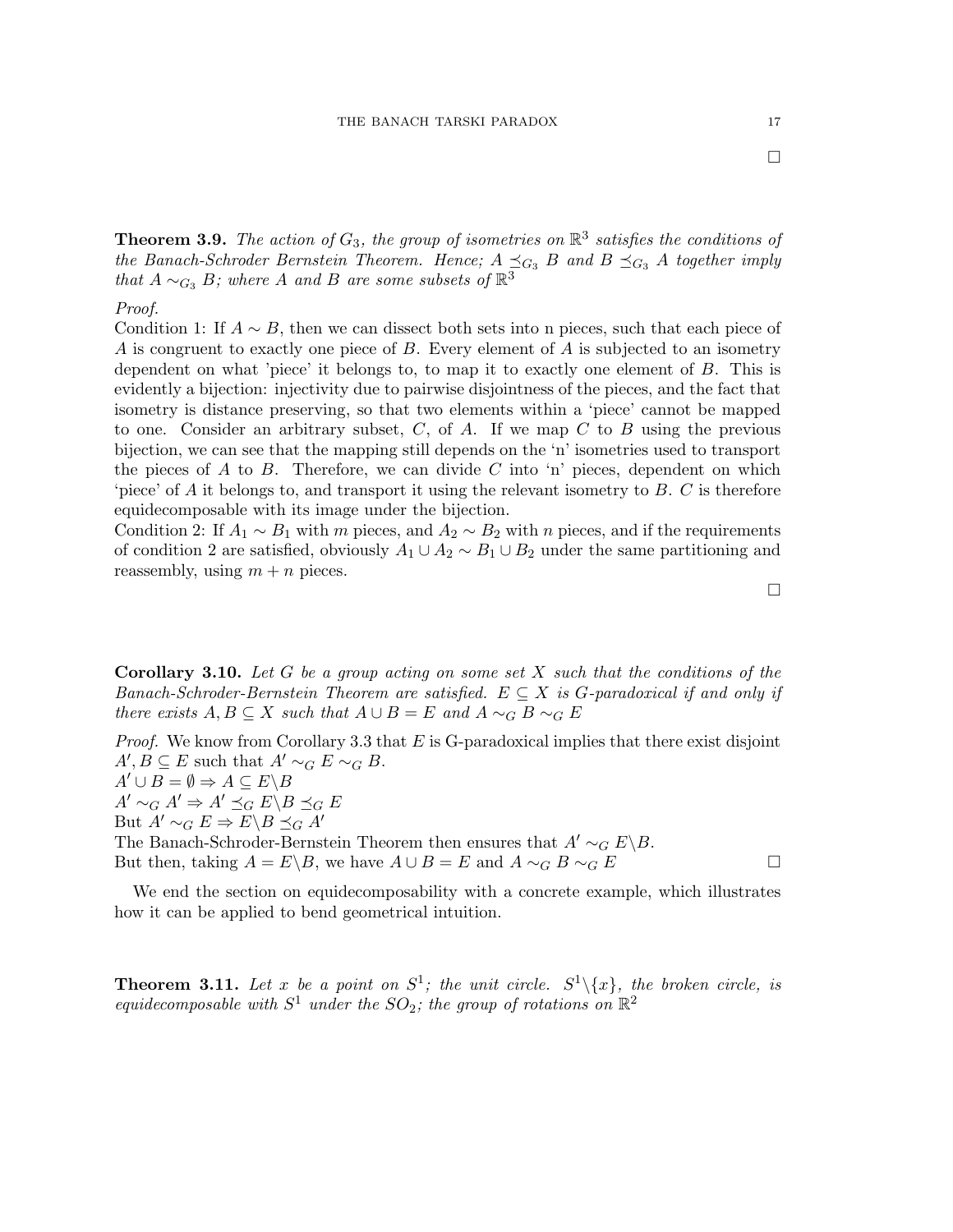□

**Theorem 3.9.** *The action of $G_3$, the group of isometries on $\mathbb{R}^3$ satisfies the conditions of the Banach-Schroder Bernstein Theorem. Hence; $A \preceq_{G_3} B$ and $B \preceq_{G_3} A$ together imply that $A \sim_{G_3} B$; where $A$ and $B$ are some subsets of $\mathbb{R}^3$*

*Proof.*
Condition 1: If $A \sim B$, then we can dissect both sets into n pieces, such that each piece of $A$ is congruent to exactly one piece of $B$. Every element of $A$ is subjected to an isometry dependent on what 'piece' it belongs to, to map it to exactly one element of $B$. This is evidently a bijection: injectivity due to pairwise disjointness of the pieces, and the fact that isometry is distance preserving, so that two elements within a 'piece' cannot be mapped to one. Consider an arbitrary subset, $C$, of $A$. If we map $C$ to $B$ using the previous bijection, we can see that the mapping still depends on the 'n' isometries used to transport the pieces of $A$ to $B$. Therefore, we can divide $C$ into 'n' pieces, dependent on which 'piece' of $A$ it belongs to, and transport it using the relevant isometry to $B$. $C$ is therefore equidecomposable with its image under the bijection.
Condition 2: If $A_1 \sim B_1$ with $m$ pieces, and $A_2 \sim B_2$ with $n$ pieces, and if the requirements of condition 2 are satisfied, obviously $A_1 \cup A_2 \sim B_1 \cup B_2$ under the same partitioning and reassembly, using $m + n$ pieces. □

**Corollary 3.10.** *Let $G$ be a group acting on some set $X$ such that the conditions of the Banach-Schroder-Bernstein Theorem are satisfied. $E \subseteq X$ is G-paradoxical if and only if there exists $A, B \subseteq X$ such that $A \cup B = E$ and $A \sim_G B \sim_G E$*

*Proof.* We know from Corollary 3.3 that $E$ is G-paradoxical implies that there exist disjoint $A', B \subseteq E$ such that $A' \sim_G E \sim_G B$.
$A' \cup B = \emptyset \Rightarrow A \subseteq E \backslash B$
$A' \sim_G A' \Rightarrow A' \preceq_G E \backslash B \preceq_G E$
But $A' \sim_G E \Rightarrow E \backslash B \preceq_G A'$
The Banach-Schroder-Bernstein Theorem then ensures that $A' \sim_G E \backslash B$.
But then, taking $A = E \backslash B$, we have $A \cup B = E$ and $A \sim_G B \sim_G E$ □

We end the section on equidecomposability with a concrete example, which illustrates how it can be applied to bend geometrical intuition.

**Theorem 3.11.** *Let $x$ be a point on $S^1$; the unit circle. $S^1 \backslash \{x\}$, the broken circle, is equidecomposable with $S^1$ under the $SO_2$; the group of rotations on $\mathbb{R}^2$*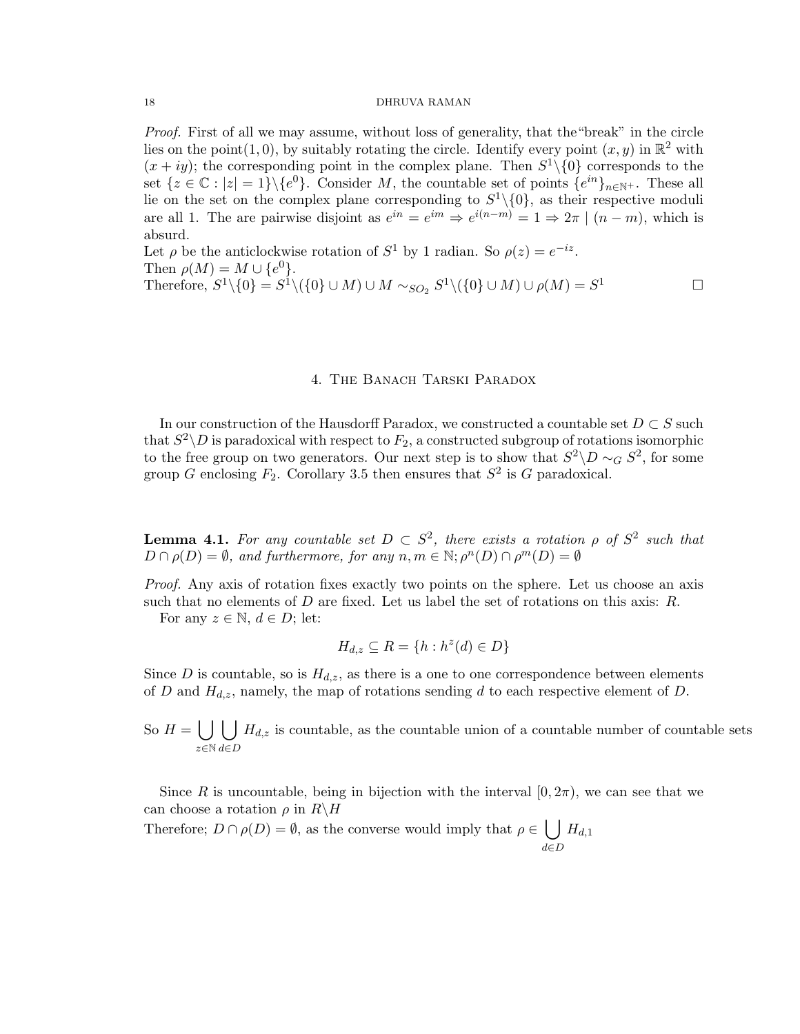*Proof.* First of all we may assume, without loss of generality, that the"break" in the circle lies on the point$(1,0)$, by suitably rotating the circle. Identify every point $(x,y)$ in $\mathbb{R}^2$ with $(x+iy)$; the corresponding point in the complex plane. Then $S^1\backslash\{0\}$ corresponds to the set $\{z \in \mathbb{C} : |z| = 1\}\backslash\{e^0\}$. Consider $M$, the countable set of points $\{e^{in}\}_{n\in\mathbb{N}^+}$. These all lie on the set on the complex plane corresponding to $S^1\backslash\{0\}$, as their respective moduli are all 1. The are pairwise disjoint as $e^{in} = e^{im} \Rightarrow e^{i(n-m)} = 1 \Rightarrow 2\pi \mid (n-m)$, which is absurd.
Let $\rho$ be the anticlockwise rotation of $S^1$ by 1 radian. So $\rho(z) = e^{-iz}$.
Then $\rho(M) = M \cup \{e^0\}$.
Therefore, $S^1\backslash\{0\} = S^1\backslash(\{0\} \cup M) \cup M \sim_{SO_2} S^1\backslash(\{0\} \cup M) \cup \rho(M) = S^1$ □

## 4. The Banach Tarski Paradox

In our construction of the Hausdorff Paradox, we constructed a countable set $D \subset S$ such that $S^2\backslash D$ is paradoxical with respect to $F_2$, a constructed subgroup of rotations isomorphic to the free group on two generators. Our next step is to show that $S^2\backslash D \sim_G S^2$, for some group $G$ enclosing $F_2$. Corollary 3.5 then ensures that $S^2$ is $G$ paradoxical.

**Lemma 4.1.** *For any countable set $D \subset S^2$, there exists a rotation $\rho$ of $S^2$ such that $D \cap \rho(D) = \emptyset$, and furthermore, for any $n, m \in \mathbb{N}$; $\rho^n(D) \cap \rho^m(D) = \emptyset$*

*Proof.* Any axis of rotation fixes exactly two points on the sphere. Let us choose an axis such that no elements of $D$ are fixed. Let us label the set of rotations on this axis: $R$.

For any $z \in \mathbb{N}$, $d \in D$; let:

$$H_{d,z} \subseteq R = \{h : h^z(d) \in D\}$$

Since $D$ is countable, so is $H_{d,z}$, as there is a one to one correspondence between elements of $D$ and $H_{d,z}$, namely, the map of rotations sending $d$ to each respective element of $D$.

So $H = \bigcup_{z\in\mathbb{N}} \bigcup_{d\in D} H_{d,z}$ is countable, as the countable union of a countable number of countable sets

Since $R$ is uncountable, being in bijection with the interval $[0, 2\pi)$, we can see that we can choose a rotation $\rho$ in $R\backslash H$
Therefore; $D \cap \rho(D) = \emptyset$, as the converse would imply that $\rho \in \bigcup_{d\in D} H_{d,1}$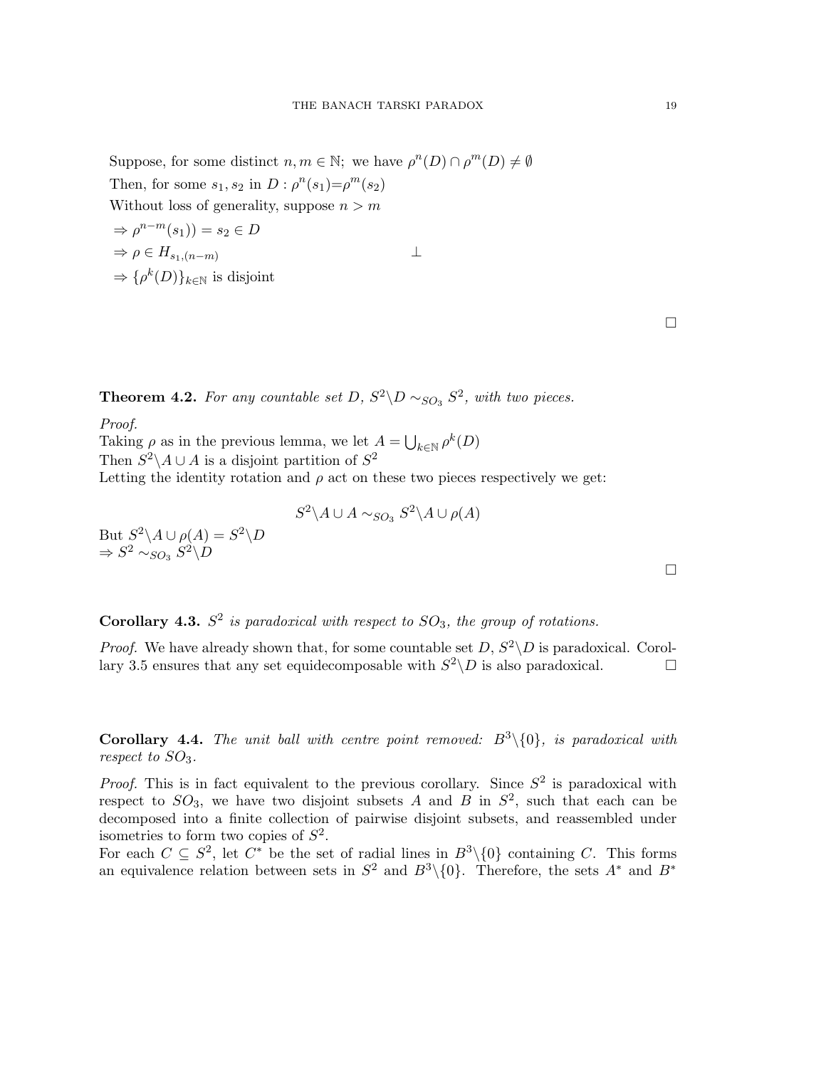Suppose, for some distinct $n, m \in \mathbb{N}$; we have $\rho^n(D) \cap \rho^m(D) \neq \emptyset$

Then, for some $s_1, s_2$ in $D : \rho^n(s_1)=\rho^m(s_2)$

Without loss of generality, suppose $n > m$

$\Rightarrow \rho^{n-m}(s_1)) = s_2 \in D$

$\Rightarrow \rho \in H_{s_1,(n-m)}$ $\perp$

$\Rightarrow \{\rho^k(D)\}_{k\in\mathbb{N}}$ is disjoint

$\square$

**Theorem 4.2.** *For any countable set $D$, $S^2 \backslash D \sim_{SO_3} S^2$, with two pieces.*

*Proof.*
Taking $\rho$ as in the previous lemma, we let $A = \bigcup_{k\in\mathbb{N}} \rho^k(D)$
Then $S^2\backslash A \cup A$ is a disjoint partition of $S^2$
Letting the identity rotation and $\rho$ act on these two pieces respectively we get:

$$S^2\backslash A \cup A \sim_{SO_3} S^2\backslash A \cup \rho(A)$$

But $S^2\backslash A \cup \rho(A) = S^2\backslash D$
$\Rightarrow S^2 \sim_{SO_3} S^2\backslash D$

$\square$

**Corollary 4.3.** *$S^2$ is paradoxical with respect to $SO_3$, the group of rotations.*

*Proof.* We have already shown that, for some countable set $D$, $S^2\backslash D$ is paradoxical. Corollary 3.5 ensures that any set equidecomposable with $S^2\backslash D$ is also paradoxical. $\square$

**Corollary 4.4.** *The unit ball with centre point removed: $B^3\backslash\{0\}$, is paradoxical with respect to $SO_3$.*

*Proof.* This is in fact equivalent to the previous corollary. Since $S^2$ is paradoxical with respect to $SO_3$, we have two disjoint subsets $A$ and $B$ in $S^2$, such that each can be decomposed into a finite collection of pairwise disjoint subsets, and reassembled under isometries to form two copies of $S^2$.
For each $C \subseteq S^2$, let $C^*$ be the set of radial lines in $B^3\backslash\{0\}$ containing $C$. This forms an equivalence relation between sets in $S^2$ and $B^3\backslash\{0\}$. Therefore, the sets $A^*$ and $B^*$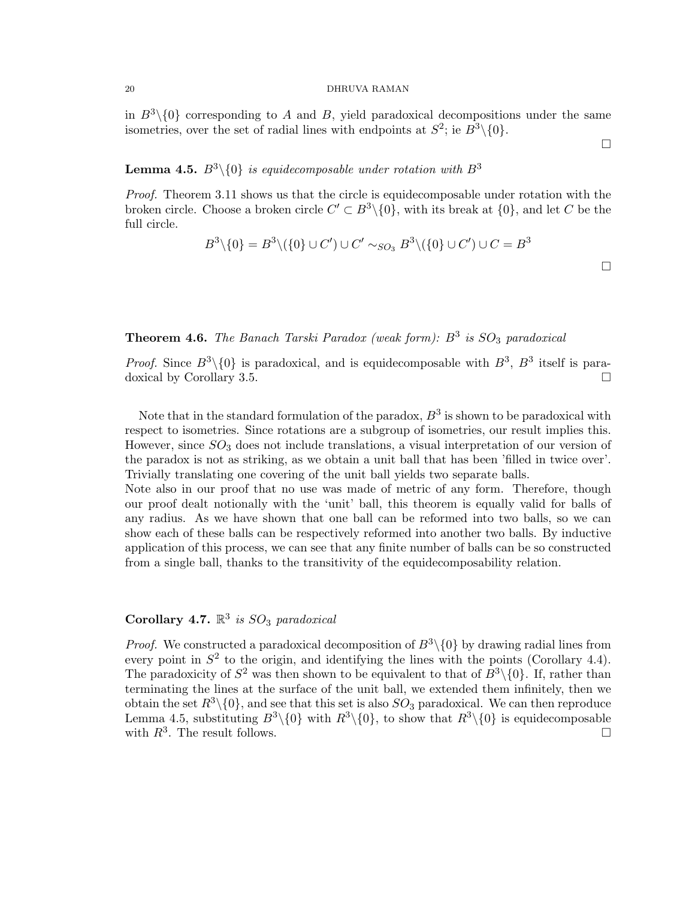in $B^3\backslash\{0\}$ corresponding to $A$ and $B$, yield paradoxical decompositions under the same isometries, over the set of radial lines with endpoints at $S^2$; ie $B^3\backslash\{0\}$.

□

**Lemma 4.5.** *$B^3\backslash\{0\}$ is equidecomposable under rotation with $B^3$*

*Proof.* Theorem 3.11 shows us that the circle is equidecomposable under rotation with the broken circle. Choose a broken circle $C' \subset B^3\backslash\{0\}$, with its break at $\{0\}$, and let $C$ be the full circle.

$$B^3\backslash\{0\} = B^3\backslash(\{0\} \cup C') \cup C' \sim_{SO_3} B^3\backslash(\{0\} \cup C') \cup C = B^3$$

□

**Theorem 4.6.** *The Banach Tarski Paradox (weak form): $B^3$ is $SO_3$ paradoxical*

*Proof.* Since $B^3\backslash\{0\}$ is paradoxical, and is equidecomposable with $B^3$, $B^3$ itself is paradoxical by Corollary 3.5. □

Note that in the standard formulation of the paradox, $B^3$ is shown to be paradoxical with respect to isometries. Since rotations are a subgroup of isometries, our result implies this. However, since $SO_3$ does not include translations, a visual interpretation of our version of the paradox is not as striking, as we obtain a unit ball that has been 'filled in twice over'. Trivially translating one covering of the unit ball yields two separate balls.
Note also in our proof that no use was made of metric of any form. Therefore, though our proof dealt notionally with the 'unit' ball, this theorem is equally valid for balls of any radius. As we have shown that one ball can be reformed into two balls, so we can show each of these balls can be respectively reformed into another two balls. By inductive application of this process, we can see that any finite number of balls can be so constructed from a single ball, thanks to the transitivity of the equidecomposability relation.

**Corollary 4.7.** *$\mathbb{R}^3$ is $SO_3$ paradoxical*

*Proof.* We constructed a paradoxical decomposition of $B^3\backslash\{0\}$ by drawing radial lines from every point in $S^2$ to the origin, and identifying the lines with the points (Corollary 4.4). The paradoxicity of $S^2$ was then shown to be equivalent to that of $B^3\backslash\{0\}$. If, rather than terminating the lines at the surface of the unit ball, we extended them infinitely, then we obtain the set $R^3\backslash\{0\}$, and see that this set is also $SO_3$ paradoxical. We can then reproduce Lemma 4.5, substituting $B^3\backslash\{0\}$ with $R^3\backslash\{0\}$, to show that $R^3\backslash\{0\}$ is equidecomposable with $R^3$. The result follows. □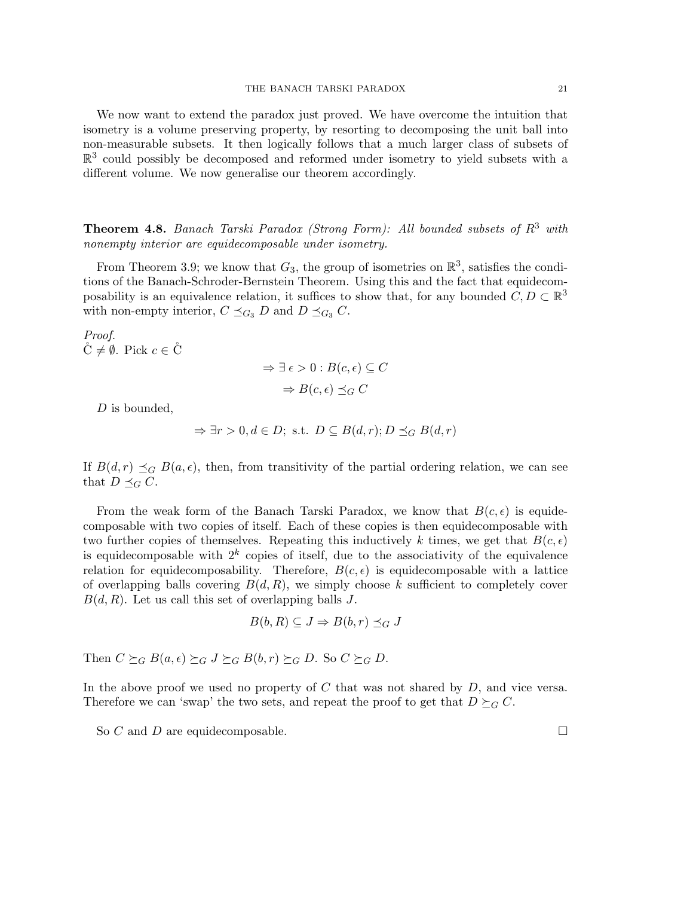We now want to extend the paradox just proved. We have overcome the intuition that isometry is a volume preserving property, by resorting to decomposing the unit ball into non-measurable subsets. It then logically follows that a much larger class of subsets of $\mathbb{R}^3$ could possibly be decomposed and reformed under isometry to yield subsets with a different volume. We now generalise our theorem accordingly.

**Theorem 4.8.** *Banach Tarski Paradox (Strong Form): All bounded subsets of $R^3$ with nonempty interior are equidecomposable under isometry.*

From Theorem 3.9; we know that $G_3$, the group of isometries on $\mathbb{R}^3$, satisfies the conditions of the Banach-Schroder-Bernstein Theorem. Using this and the fact that equidecomposability is an equivalence relation, it suffices to show that, for any bounded $C, D \subset \mathbb{R}^3$ with non-empty interior, $C \preceq_{G_3} D$ and $D \preceq_{G_3} C$.

*Proof.*
$\mathring{C} \neq \emptyset$. Pick $c \in \mathring{C}$

$$\Rightarrow \exists\ \epsilon > 0 : B(c, \epsilon) \subseteq C$$

$$\Rightarrow B(c, \epsilon) \preceq_G C$$

$D$ is bounded,

$$\Rightarrow \exists r > 0, d \in D;\ \text{s.t.}\ D \subseteq B(d, r); D \preceq_G B(d, r)$$

If $B(d, r) \preceq_G B(a, \epsilon)$, then, from transitivity of the partial ordering relation, we can see that $D \preceq_G C$.

From the weak form of the Banach Tarski Paradox, we know that $B(c, \epsilon)$ is equidecomposable with two copies of itself. Each of these copies is then equidecomposable with two further copies of themselves. Repeating this inductively $k$ times, we get that $B(c, \epsilon)$ is equidecomposable with $2^k$ copies of itself, due to the associativity of the equivalence relation for equidecomposability. Therefore, $B(c, \epsilon)$ is equidecomposable with a lattice of overlapping balls covering $B(d, R)$, we simply choose $k$ sufficient to completely cover $B(d, R)$. Let us call this set of overlapping balls $J$.

$$B(b, R) \subseteq J \Rightarrow B(b, r) \preceq_G J$$

Then $C \succeq_G B(a, \epsilon) \succeq_G J \succeq_G B(b, r) \succeq_G D$. So $C \succeq_G D$.

In the above proof we used no property of $C$ that was not shared by $D$, and vice versa. Therefore we can 'swap' the two sets, and repeat the proof to get that $D \succeq_G C$.

So $C$ and $D$ are equidecomposable. □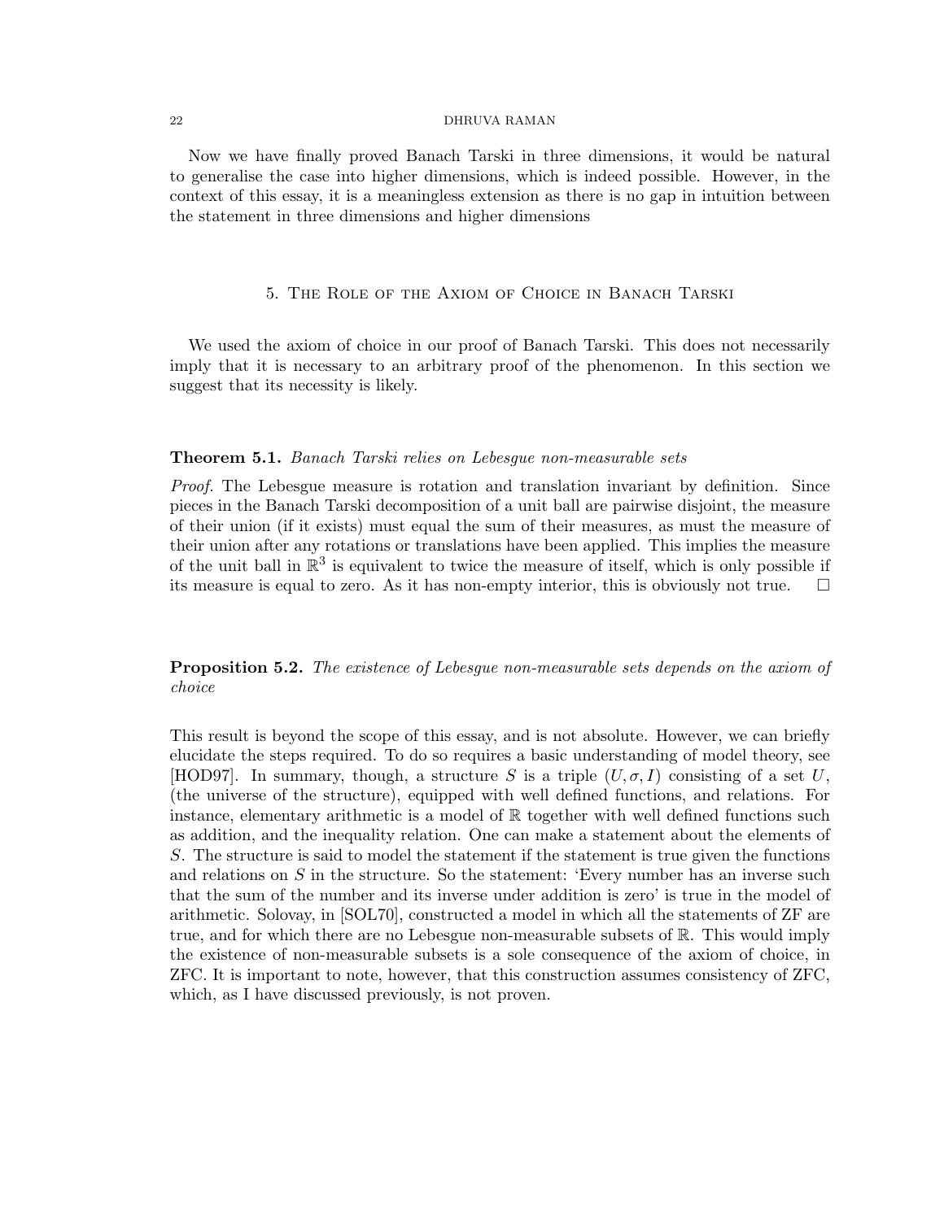Now we have finally proved Banach Tarski in three dimensions, it would be natural to generalise the case into higher dimensions, which is indeed possible. However, in the context of this essay, it is a meaningless extension as there is no gap in intuition between the statement in three dimensions and higher dimensions

## 5. The Role of the Axiom of Choice in Banach Tarski

We used the axiom of choice in our proof of Banach Tarski. This does not necessarily imply that it is necessary to an arbitrary proof of the phenomenon. In this section we suggest that its necessity is likely.

**Theorem 5.1.** *Banach Tarski relies on Lebesgue non-measurable sets*

*Proof.* The Lebesgue measure is rotation and translation invariant by definition. Since pieces in the Banach Tarski decomposition of a unit ball are pairwise disjoint, the measure of their union (if it exists) must equal the sum of their measures, as must the measure of their union after any rotations or translations have been applied. This implies the measure of the unit ball in $\mathbb{R}^3$ is equivalent to twice the measure of itself, which is only possible if its measure is equal to zero. As it has non-empty interior, this is obviously not true. □

**Proposition 5.2.** *The existence of Lebesgue non-measurable sets depends on the axiom of choice*

This result is beyond the scope of this essay, and is not absolute. However, we can briefly elucidate the steps required. To do so requires a basic understanding of model theory, see [HOD97]. In summary, though, a structure $S$ is a triple $(U, \sigma, I)$ consisting of a set $U$, (the universe of the structure), equipped with well defined functions, and relations. For instance, elementary arithmetic is a model of $\mathbb{R}$ together with well defined functions such as addition, and the inequality relation. One can make a statement about the elements of $S$. The structure is said to model the statement if the statement is true given the functions and relations on $S$ in the structure. So the statement: 'Every number has an inverse such that the sum of the number and its inverse under addition is zero' is true in the model of arithmetic. Solovay, in [SOL70], constructed a model in which all the statements of ZF are true, and for which there are no Lebesgue non-measurable subsets of $\mathbb{R}$. This would imply the existence of non-measurable subsets is a sole consequence of the axiom of choice, in ZFC. It is important to note, however, that this construction assumes consistency of ZFC, which, as I have discussed previously, is not proven.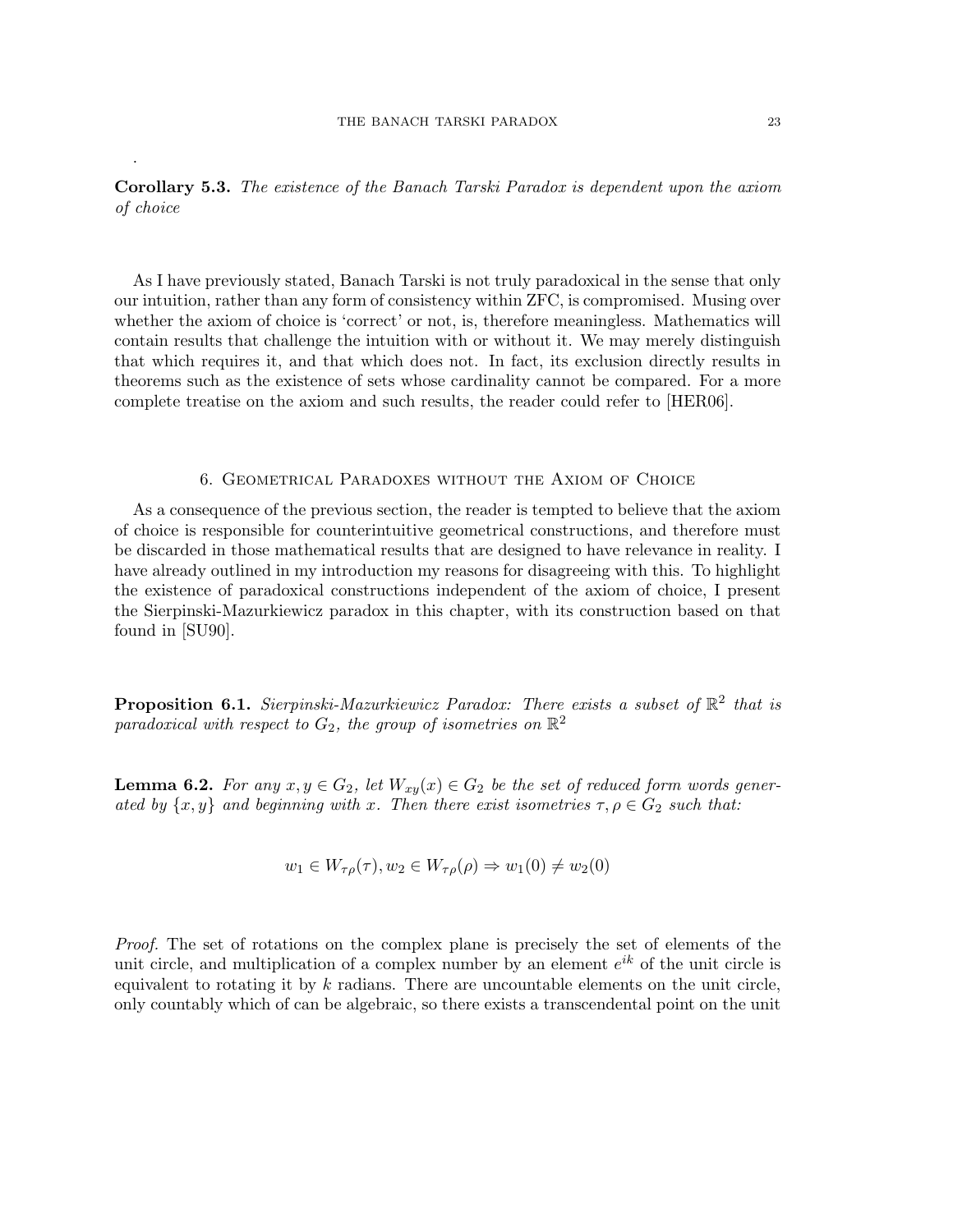.

**Corollary 5.3.** *The existence of the Banach Tarski Paradox is dependent upon the axiom of choice*

As I have previously stated, Banach Tarski is not truly paradoxical in the sense that only our intuition, rather than any form of consistency within ZFC, is compromised. Musing over whether the axiom of choice is 'correct' or not, is, therefore meaningless. Mathematics will contain results that challenge the intuition with or without it. We may merely distinguish that which requires it, and that which does not. In fact, its exclusion directly results in theorems such as the existence of sets whose cardinality cannot be compared. For a more complete treatise on the axiom and such results, the reader could refer to [HER06].

## 6. Geometrical Paradoxes without the Axiom of Choice

As a consequence of the previous section, the reader is tempted to believe that the axiom of choice is responsible for counterintuitive geometrical constructions, and therefore must be discarded in those mathematical results that are designed to have relevance in reality. I have already outlined in my introduction my reasons for disagreeing with this. To highlight the existence of paradoxical constructions independent of the axiom of choice, I present the Sierpinski-Mazurkiewicz paradox in this chapter, with its construction based on that found in [SU90].

**Proposition 6.1.** *Sierpinski-Mazurkiewicz Paradox: There exists a subset of $\mathbb{R}^2$ that is paradoxical with respect to $G_2$, the group of isometries on $\mathbb{R}^2$*

**Lemma 6.2.** *For any $x, y \in G_2$, let $W_{xy}(x) \in G_2$ be the set of reduced form words generated by $\{x, y\}$ and beginning with $x$. Then there exist isometries $\tau, \rho \in G_2$ such that:*

$$w_1 \in W_{\tau\rho}(\tau), w_2 \in W_{\tau\rho}(\rho) \Rightarrow w_1(0) \neq w_2(0)$$

*Proof.* The set of rotations on the complex plane is precisely the set of elements of the unit circle, and multiplication of a complex number by an element $e^{ik}$ of the unit circle is equivalent to rotating it by $k$ radians. There are uncountable elements on the unit circle, only countably which of can be algebraic, so there exists a transcendental point on the unit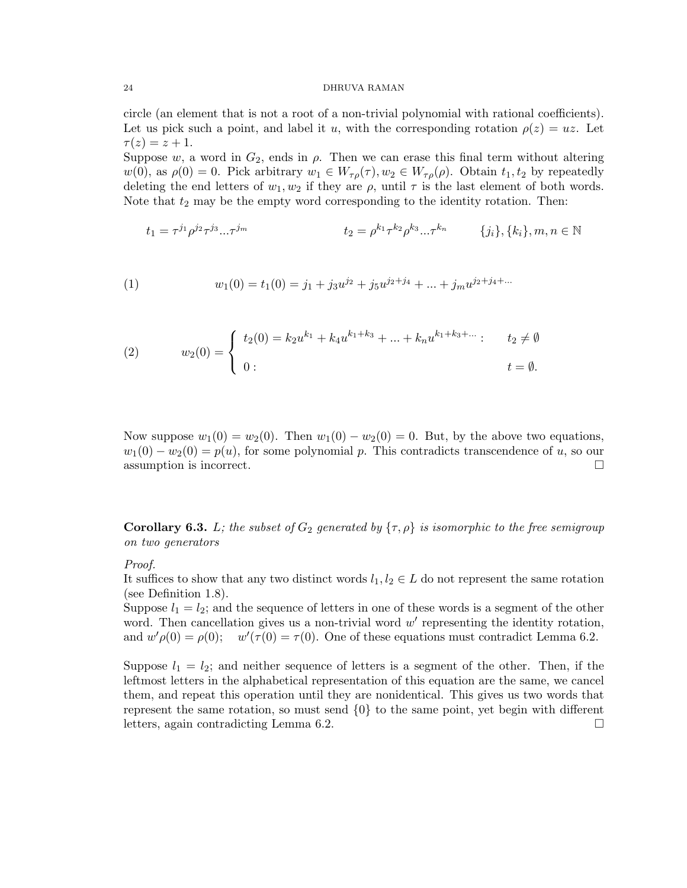circle (an element that is not a root of a non-trivial polynomial with rational coefficients). Let us pick such a point, and label it $u$, with the corresponding rotation $\rho(z) = uz$. Let $\tau(z) = z + 1$.

Suppose $w$, a word in $G_2$, ends in $\rho$. Then we can erase this final term without altering $w(0)$, as $\rho(0) = 0$. Pick arbitrary $w_1 \in W_{\tau\rho}(\tau), w_2 \in W_{\tau\rho}(\rho)$. Obtain $t_1, t_2$ by repeatedly deleting the end letters of $w_1, w_2$ if they are $\rho$, until $\tau$ is the last element of both words. Note that $t_2$ may be the empty word corresponding to the identity rotation. Then:

$$t_1 = \tau^{j_1}\rho^{j_2}\tau^{j_3}...\tau^{j_m} \qquad\qquad t_2 = \rho^{k_1}\tau^{k_2}\rho^{k_3}...\tau^{k_n} \qquad \{j_i\}, \{k_i\}, m, n \in \mathbb{N}$$

$$w_1(0) = t_1(0) = j_1 + j_3 u^{j_2} + j_5 u^{j_2+j_4} + ... + j_m u^{j_2+j_4+...} \tag{1}$$

$$w_2(0) = \begin{cases} t_2(0) = k_2 u^{k_1} + k_4 u^{k_1+k_3} + ... + k_n u^{k_1+k_3+...} : & t_2 \neq \emptyset \\ 0 : & t = \emptyset. \end{cases} \tag{2}$$

Now suppose $w_1(0) = w_2(0)$. Then $w_1(0) - w_2(0) = 0$. But, by the above two equations, $w_1(0) - w_2(0) = p(u)$, for some polynomial $p$. This contradicts transcendence of $u$, so our assumption is incorrect. $\square$

**Corollary 6.3.** *$L$; the subset of $G_2$ generated by $\{\tau, \rho\}$ is isomorphic to the free semigroup on two generators*

*Proof.*
It suffices to show that any two distinct words $l_1, l_2 \in L$ do not represent the same rotation (see Definition 1.8).
Suppose $l_1 = l_2$; and the sequence of letters in one of these words is a segment of the other word. Then cancellation gives us a non-trivial word $w'$ representing the identity rotation, and $w'\rho(0) = \rho(0)$; $\quad w'(\tau(0) = \tau(0)$. One of these equations must contradict Lemma 6.2.

Suppose $l_1 = l_2$; and neither sequence of letters is a segment of the other. Then, if the leftmost letters in the alphabetical representation of this equation are the same, we cancel them, and repeat this operation until they are nonidentical. This gives us two words that represent the same rotation, so must send $\{0\}$ to the same point, yet begin with different letters, again contradicting Lemma 6.2. $\square$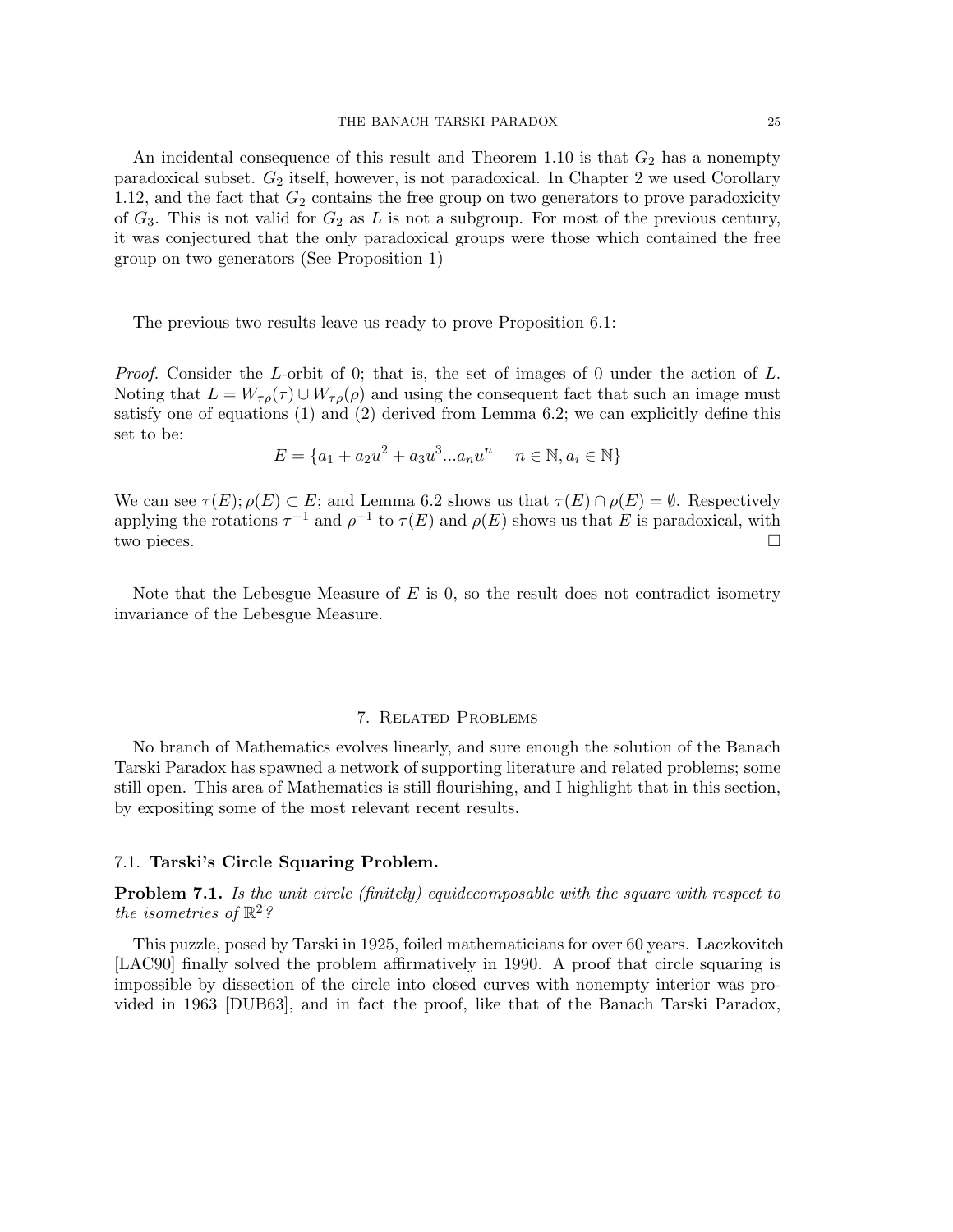An incidental consequence of this result and Theorem 1.10 is that $G_2$ has a nonempty paradoxical subset. $G_2$ itself, however, is not paradoxical. In Chapter 2 we used Corollary 1.12, and the fact that $G_2$ contains the free group on two generators to prove paradoxicity of $G_3$. This is not valid for $G_2$ as $L$ is not a subgroup. For most of the previous century, it was conjectured that the only paradoxical groups were those which contained the free group on two generators (See Proposition 1)

The previous two results leave us ready to prove Proposition 6.1:

*Proof.* Consider the $L$-orbit of 0; that is, the set of images of 0 under the action of $L$. Noting that $L = W_{\tau\rho}(\tau) \cup W_{\tau\rho}(\rho)$ and using the consequent fact that such an image must satisfy one of equations (1) and (2) derived from Lemma 6.2; we can explicitly define this set to be:

$$E = \{a_1 + a_2u^2 + a_3u^3 ... a_nu^n \quad n \in \mathbb{N}, a_i \in \mathbb{N}\}$$

We can see $\tau(E); \rho(E) \subset E$; and Lemma 6.2 shows us that $\tau(E) \cap \rho(E) = \emptyset$. Respectively applying the rotations $\tau^{-1}$ and $\rho^{-1}$ to $\tau(E)$ and $\rho(E)$ shows us that $E$ is paradoxical, with two pieces. □

Note that the Lebesgue Measure of $E$ is 0, so the result does not contradict isometry invariance of the Lebesgue Measure.

## 7. Related Problems

No branch of Mathematics evolves linearly, and sure enough the solution of the Banach Tarski Paradox has spawned a network of supporting literature and related problems; some still open. This area of Mathematics is still flourishing, and I highlight that in this section, by expositing some of the most relevant recent results.

### 7.1. Tarski's Circle Squaring Problem.

**Problem 7.1.** *Is the unit circle (finitely) equidecomposable with the square with respect to the isometries of $\mathbb{R}^2$?*

This puzzle, posed by Tarski in 1925, foiled mathematicians for over 60 years. Laczkovitch [LAC90] finally solved the problem affirmatively in 1990. A proof that circle squaring is impossible by dissection of the circle into closed curves with nonempty interior was provided in 1963 [DUB63], and in fact the proof, like that of the Banach Tarski Paradox,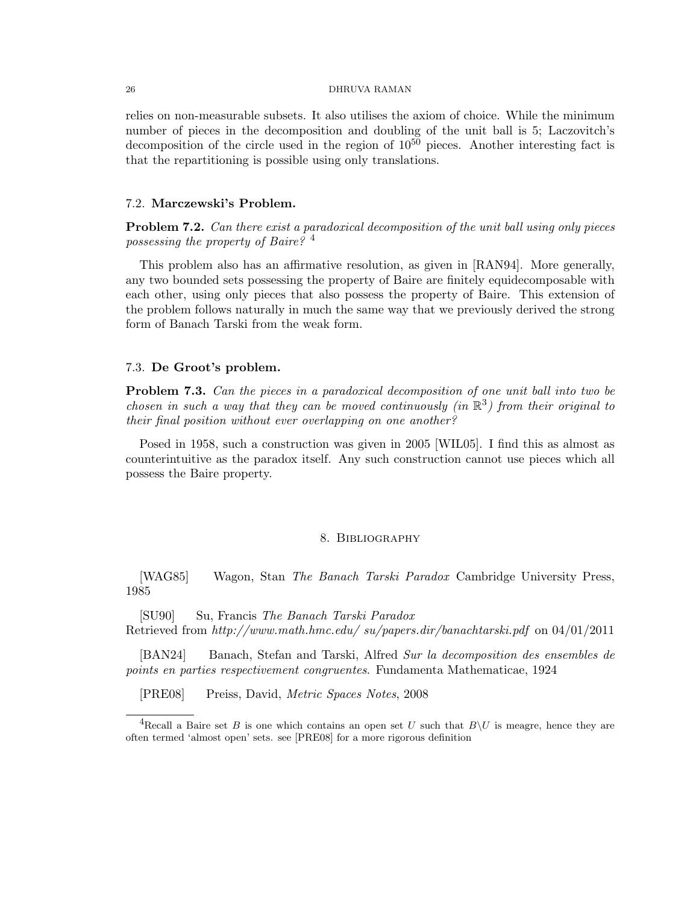relies on non-measurable subsets. It also utilises the axiom of choice. While the minimum number of pieces in the decomposition and doubling of the unit ball is 5; Laczovitch's decomposition of the circle used in the region of $10^{50}$ pieces. Another interesting fact is that the repartitioning is possible using only translations.

### 7.2. **Marczewski's Problem.**

**Problem 7.2.** *Can there exist a paradoxical decomposition of the unit ball using only pieces possessing the property of Baire?* [4]

This problem also has an affirmative resolution, as given in [RAN94]. More generally, any two bounded sets possessing the property of Baire are finitely equidecomposable with each other, using only pieces that also possess the property of Baire. This extension of the problem follows naturally in much the same way that we previously derived the strong form of Banach Tarski from the weak form.

### 7.3. **De Groot's problem.**

**Problem 7.3.** *Can the pieces in a paradoxical decomposition of one unit ball into two be chosen in such a way that they can be moved continuously (in $\mathbb{R}^3$) from their original to their final position without ever overlapping on one another?*

Posed in 1958, such a construction was given in 2005 [WIL05]. I find this as almost as counterintuitive as the paradox itself. Any such construction cannot use pieces which all possess the Baire property.

## 8. Bibliography

[WAG85] Wagon, Stan *The Banach Tarski Paradox* Cambridge University Press, 1985

[SU90] Su, Francis *The Banach Tarski Paradox*
Retrieved from *http://www.math.hmc.edu/ su/papers.dir/banachtarski.pdf* on 04/01/2011

[BAN24] Banach, Stefan and Tarski, Alfred *Sur la decomposition des ensembles de points en parties respectivement congruentes*. Fundamenta Mathematicae, 1924

[PRE08] Preiss, David, *Metric Spaces Notes*, 2008

---

[4] Recall a Baire set $B$ is one which contains an open set $U$ such that $B \backslash U$ is meagre, hence they are often termed 'almost open' sets. see [PRE08] for a more rigorous definition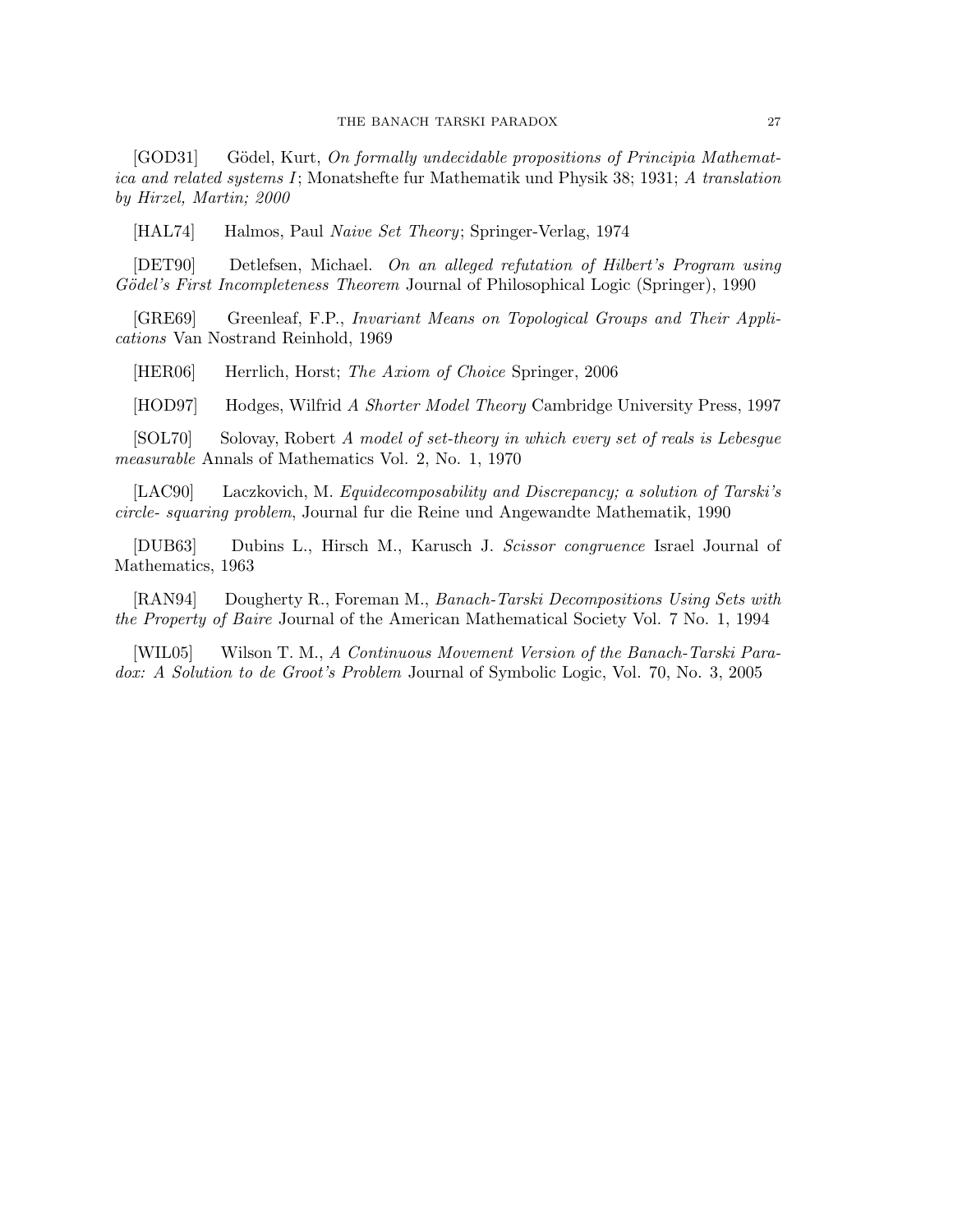[GOD31] Gödel, Kurt, *On formally undecidable propositions of Principia Mathematica and related systems I*; Monatshefte fur Mathematik und Physik 38; 1931; *A translation by Hirzel, Martin; 2000*

[HAL74] Halmos, Paul *Naive Set Theory*; Springer-Verlag, 1974

[DET90] Detlefsen, Michael. *On an alleged refutation of Hilbert's Program using Gödel's First Incompleteness Theorem* Journal of Philosophical Logic (Springer), 1990

[GRE69] Greenleaf, F.P., *Invariant Means on Topological Groups and Their Applications* Van Nostrand Reinhold, 1969

[HER06] Herrlich, Horst; *The Axiom of Choice* Springer, 2006

[HOD97] Hodges, Wilfrid *A Shorter Model Theory* Cambridge University Press, 1997

[SOL70] Solovay, Robert *A model of set-theory in which every set of reals is Lebesgue measurable* Annals of Mathematics Vol. 2, No. 1, 1970

[LAC90] Laczkovich, M. *Equidecomposability and Discrepancy; a solution of Tarski's circle- squaring problem*, Journal fur die Reine und Angewandte Mathematik, 1990

[DUB63] Dubins L., Hirsch M., Karusch J. *Scissor congruence* Israel Journal of Mathematics, 1963

[RAN94] Dougherty R., Foreman M., *Banach-Tarski Decompositions Using Sets with the Property of Baire* Journal of the American Mathematical Society Vol. 7 No. 1, 1994

[WIL05] Wilson T. M., *A Continuous Movement Version of the Banach-Tarski Paradox: A Solution to de Groot's Problem* Journal of Symbolic Logic, Vol. 70, No. 3, 2005